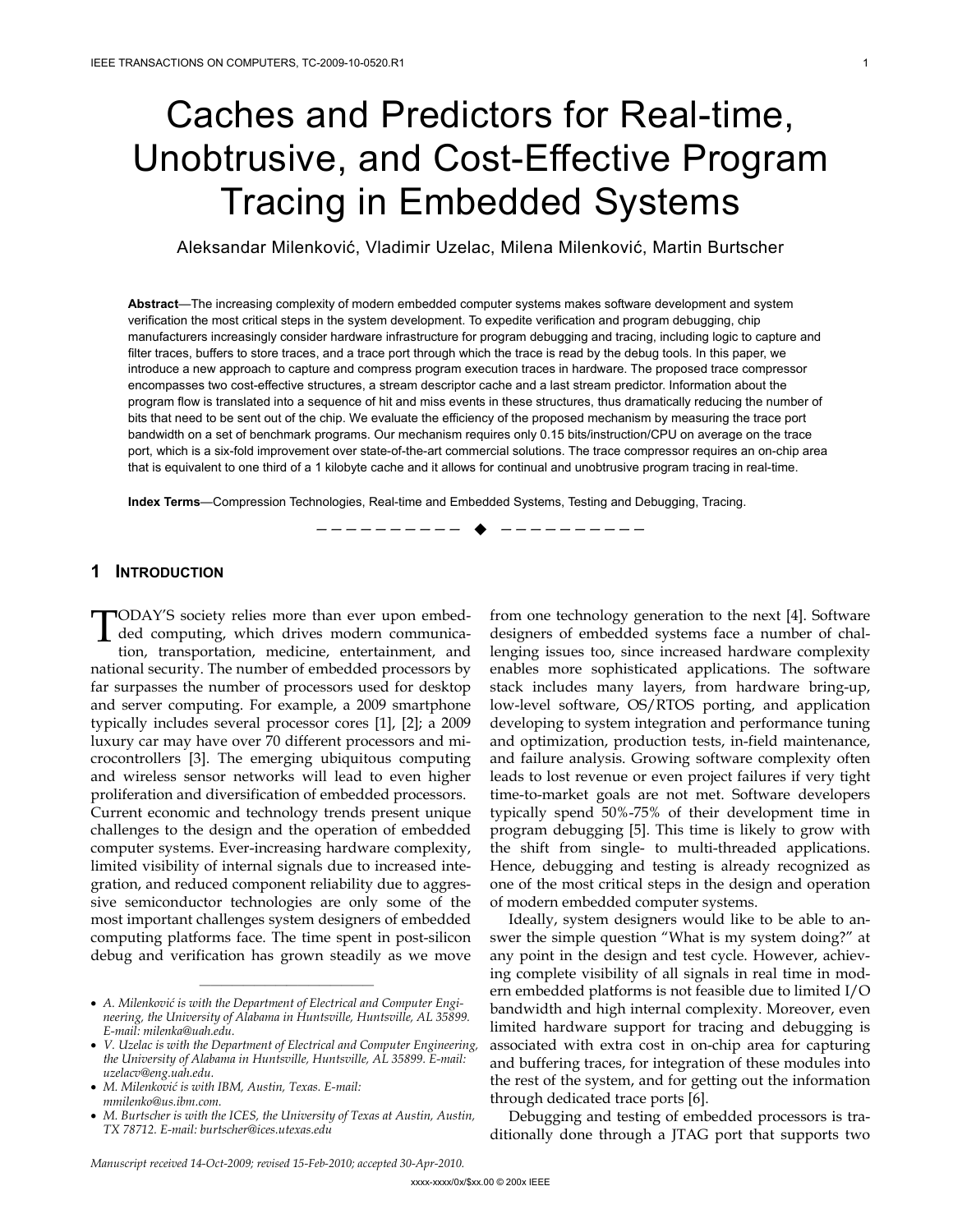# Caches and Predictors for Real-time, Unobtrusive, and Cost-Effective Program Tracing in Embedded Systems

Aleksandar Milenković, Vladimir Uzelac, Milena Milenković, Martin Burtscher

**Abstract**—The increasing complexity of modern embedded computer systems makes software development and system verification the most critical steps in the system development. To expedite verification and program debugging, chip manufacturers increasingly consider hardware infrastructure for program debugging and tracing, including logic to capture and filter traces, buffers to store traces, and a trace port through which the trace is read by the debug tools. In this paper, we introduce a new approach to capture and compress program execution traces in hardware. The proposed trace compressor encompasses two cost-effective structures, a stream descriptor cache and a last stream predictor. Information about the program flow is translated into a sequence of hit and miss events in these structures, thus dramatically reducing the number of bits that need to be sent out of the chip. We evaluate the efficiency of the proposed mechanism by measuring the trace port bandwidth on a set of benchmark programs. Our mechanism requires only 0.15 bits/instruction/CPU on average on the trace port, which is a six-fold improvement over state-of-the-art commercial solutions. The trace compressor requires an on-chip area that is equivalent to one third of a 1 kilobyte cache and it allows for continual and unobtrusive program tracing in real-time.

**Index Terms**—Compression Technologies, Real-time and Embedded Systems, Testing and Debugging, Tracing.

## 1 Introduction

Today's society relies more than ever upon embedded computing, which drives modern communication, transportation, medicine, entertainment, and national security. The number of embedded processors by far surpasses the number of processors used for desktop and server computing. For example, a 2009 smartphone typically includes several processor cores [1], [2]; a 2009 luxury car may have over 70 different processors and microcontrollers [3]. The emerging ubiquitous computing and wireless sensor networks will lead to even higher proliferation and diversification of embedded processors.

Current economic and technology trends present unique challenges to the design and the operation of embedded computer systems. Ever-increasing hardware complexity, limited visibility of internal signals due to increased integration, and reduced component reliability due to aggressive semiconductor technologies are only some of the most important challenges system designers of embedded computing platforms face. The time spent in post-silicon debug and verification has grown steadily as we move from one technology generation to the next [4]. Software designers of embedded systems face a number of challenging issues too, since increased hardware complexity enables more sophisticated applications. The software stack includes many layers, from hardware bring-up, low-level software, OS/RTOS porting, and application developing to system integration and performance tuning and optimization, production tests, in-field maintenance, and failure analysis. Growing software complexity often leads to lost revenue or even project failures if very tight time-to-market goals are not met. Software developers typically spend 50%-75% of their development time in program debugging [5]. This time is likely to grow with the shift from single- to multi-threaded applications. Hence, debugging and testing is already recognized as one of the most critical steps in the design and operation of modern embedded computer systems.

Ideally, system designers would like to be able to answer the simple question "What is my system doing?" at any point in the design and test cycle. However, achieving complete visibility of all signals in real time in modern embedded platforms is not feasible due to limited I/O bandwidth and high internal complexity. Moreover, even limited hardware support for tracing and debugging is associated with extra cost in on-chip area for capturing and buffering traces, for integration of these modules into the rest of the system, and for getting out the information through dedicated trace ports [6].

Debugging and testing of embedded processors is traditionally done through a JTAG port that supports two

---

- *A. Milenković is with the Department of Electrical and Computer Engineering, the University of Alabama in Huntsville, Huntsville, AL 35899. E-mail: milenka@uah.edu.*
- *V. Uzelac is with the Department of Electrical and Computer Engineering, the University of Alabama in Huntsville, Huntsville, AL 35899. E-mail: uzelacv@eng.uah.edu.*
- *M. Milenković is with IBM, Austin, Texas. E-mail: mmilenko@us.ibm.com.*
- *M. Burtscher is with the ICES, the University of Texas at Austin, Austin, TX 78712. E-mail: burtscher@ices.utexas.edu*

*Manuscript received 14-Oct-2009; revised 15-Feb-2010; accepted 30-Apr-2010.*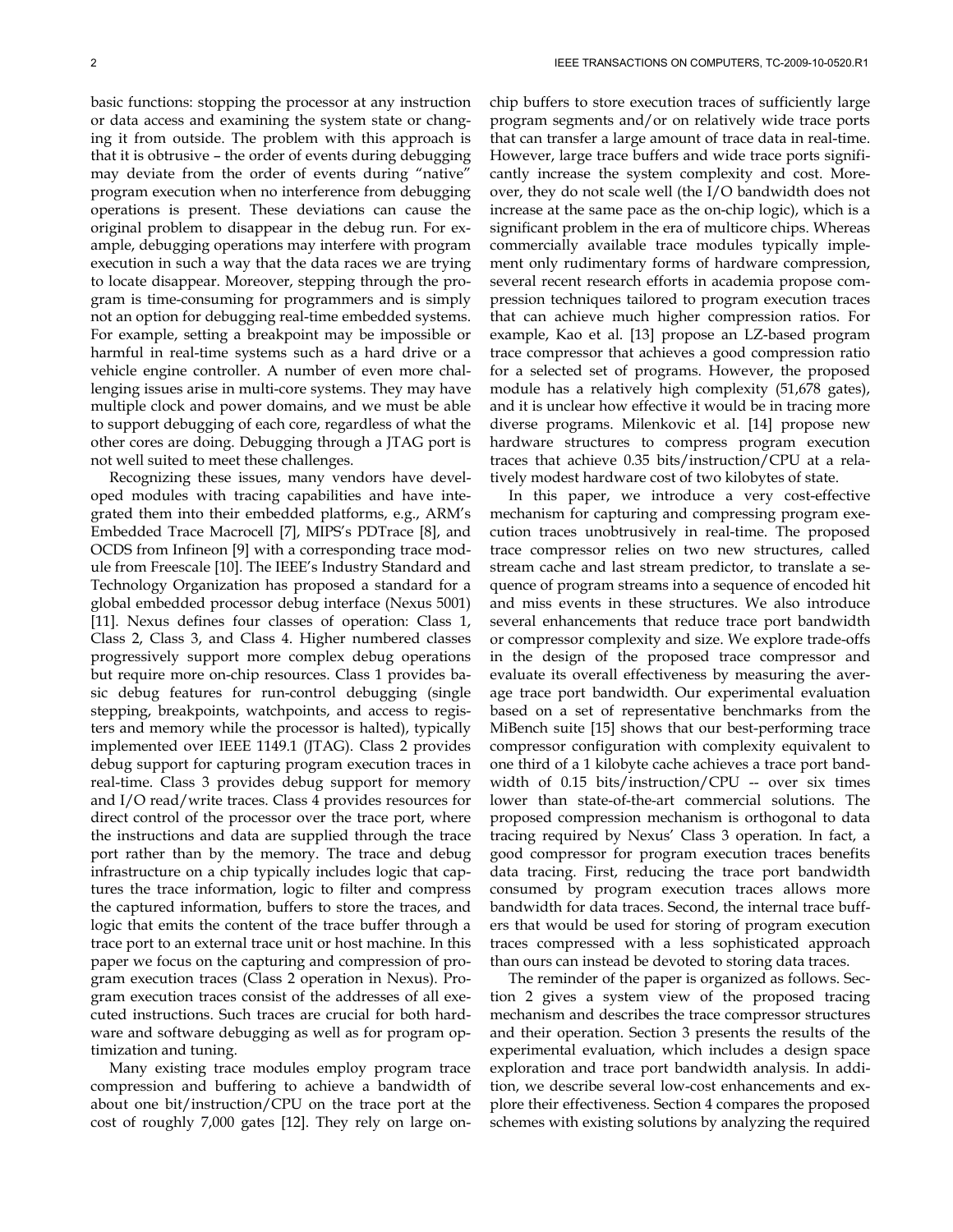basic functions: stopping the processor at any instruction or data access and examining the system state or changing it from outside. The problem with this approach is that it is obtrusive – the order of events during debugging may deviate from the order of events during "native" program execution when no interference from debugging operations is present. These deviations can cause the original problem to disappear in the debug run. For example, debugging operations may interfere with program execution in such a way that the data races we are trying to locate disappear. Moreover, stepping through the program is time-consuming for programmers and is simply not an option for debugging real-time embedded systems. For example, setting a breakpoint may be impossible or harmful in real-time systems such as a hard drive or a vehicle engine controller. A number of even more challenging issues arise in multi-core systems. They may have multiple clock and power domains, and we must be able to support debugging of each core, regardless of what the other cores are doing. Debugging through a JTAG port is not well suited to meet these challenges.

Recognizing these issues, many vendors have developed modules with tracing capabilities and have integrated them into their embedded platforms, e.g., ARM's Embedded Trace Macrocell [7], MIPS's PDTrace [8], and OCDS from Infineon [9] with a corresponding trace module from Freescale [10]. The IEEE's Industry Standard and Technology Organization has proposed a standard for a global embedded processor debug interface (Nexus 5001) [11]. Nexus defines four classes of operation: Class 1, Class 2, Class 3, and Class 4. Higher numbered classes progressively support more complex debug operations but require more on-chip resources. Class 1 provides basic debug features for run-control debugging (single stepping, breakpoints, watchpoints, and access to registers and memory while the processor is halted), typically implemented over IEEE 1149.1 (JTAG). Class 2 provides debug support for capturing program execution traces in real-time. Class 3 provides debug support for memory and I/O read/write traces. Class 4 provides resources for direct control of the processor over the trace port, where the instructions and data are supplied through the trace port rather than by the memory. The trace and debug infrastructure on a chip typically includes logic that captures the trace information, logic to filter and compress the captured information, buffers to store the traces, and logic that emits the content of the trace buffer through a trace port to an external trace unit or host machine. In this paper we focus on the capturing and compression of program execution traces (Class 2 operation in Nexus). Program execution traces consist of the addresses of all executed instructions. Such traces are crucial for both hardware and software debugging as well as for program optimization and tuning.

Many existing trace modules employ program trace compression and buffering to achieve a bandwidth of about one bit/instruction/CPU on the trace port at the cost of roughly 7,000 gates [12]. They rely on large on-chip buffers to store execution traces of sufficiently large program segments and/or on relatively wide trace ports that can transfer a large amount of trace data in real-time. However, large trace buffers and wide trace ports significantly increase the system complexity and cost. Moreover, they do not scale well (the I/O bandwidth does not increase at the same pace as the on-chip logic), which is a significant problem in the era of multicore chips. Whereas commercially available trace modules typically implement only rudimentary forms of hardware compression, several recent research efforts in academia propose compression techniques tailored to program execution traces that can achieve much higher compression ratios. For example, Kao et al. [13] propose an LZ-based program trace compressor that achieves a good compression ratio for a selected set of programs. However, the proposed module has a relatively high complexity (51,678 gates), and it is unclear how effective it would be in tracing more diverse programs. Milenkovic et al. [14] propose new hardware structures to compress program execution traces that achieve 0.35 bits/instruction/CPU at a relatively modest hardware cost of two kilobytes of state.

In this paper, we introduce a very cost-effective mechanism for capturing and compressing program execution traces unobtrusively in real-time. The proposed trace compressor relies on two new structures, called stream cache and last stream predictor, to translate a sequence of program streams into a sequence of encoded hit and miss events in these structures. We also introduce several enhancements that reduce trace port bandwidth or compressor complexity and size. We explore trade-offs in the design of the proposed trace compressor and evaluate its overall effectiveness by measuring the average trace port bandwidth. Our experimental evaluation based on a set of representative benchmarks from the MiBench suite [15] shows that our best-performing trace compressor configuration with complexity equivalent to one third of a 1 kilobyte cache achieves a trace port bandwidth of 0.15 bits/instruction/CPU -- over six times lower than state-of-the-art commercial solutions. The proposed compression mechanism is orthogonal to data tracing required by Nexus' Class 3 operation. In fact, a good compressor for program execution traces benefits data tracing. First, reducing the trace port bandwidth consumed by program execution traces allows more bandwidth for data traces. Second, the internal trace buffers that would be used for storing of program execution traces compressed with a less sophisticated approach than ours can instead be devoted to storing data traces.

The reminder of the paper is organized as follows. Section 2 gives a system view of the proposed tracing mechanism and describes the trace compressor structures and their operation. Section 3 presents the results of the experimental evaluation, which includes a design space exploration and trace port bandwidth analysis. In addition, we describe several low-cost enhancements and explore their effectiveness. Section 4 compares the proposed schemes with existing solutions by analyzing the required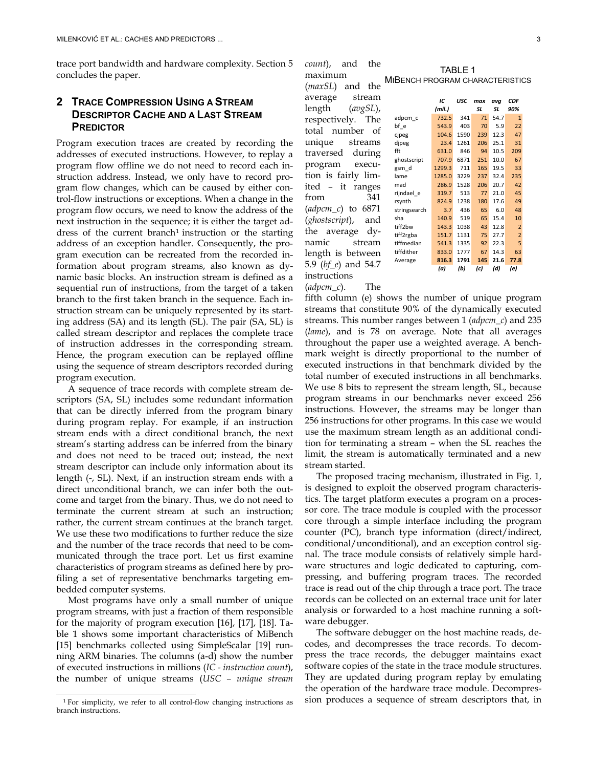trace port bandwidth and hardware complexity. Section 5 concludes the paper.

## 2 Trace Compression Using a Stream Descriptor Cache and a Last Stream Predictor

Program execution traces are created by recording the addresses of executed instructions. However, to replay a program flow offline we do not need to record each instruction address. Instead, we only have to record program flow changes, which can be caused by either control-flow instructions or exceptions. When a change in the program flow occurs, we need to know the address of the next instruction in the sequence; it is either the target address of the current branch[1] instruction or the starting address of an exception handler. Consequently, the program execution can be recreated from the recorded information about program streams, also known as dynamic basic blocks. An instruction stream is defined as a sequential run of instructions, from the target of a taken branch to the first taken branch in the sequence. Each instruction stream can be uniquely represented by its starting address (SA) and its length (SL). The pair (SA, SL) is called stream descriptor and replaces the complete trace of instruction addresses in the corresponding stream. Hence, the program execution can be replayed offline using the sequence of stream descriptors recorded during program execution.

A sequence of trace records with complete stream descriptors (SA, SL) includes some redundant information that can be directly inferred from the program binary during program replay. For example, if an instruction stream ends with a direct conditional branch, the next stream's starting address can be inferred from the binary and does not need to be traced out; instead, the next stream descriptor can include only information about its length (-, SL). Next, if an instruction stream ends with a direct unconditional branch, we can infer both the outcome and target from the binary. Thus, we do not need to terminate the current stream at such an instruction; rather, the current stream continues at the branch target. We use these two modifications to further reduce the size and the number of the trace records that need to be communicated through the trace port. Let us first examine characteristics of program streams as defined here by profiling a set of representative benchmarks targeting embedded computer systems.

Most programs have only a small number of unique program streams, with just a fraction of them responsible for the majority of program execution [16], [17], [18]. Table 1 shows some important characteristics of MiBench [15] benchmarks collected using SimpleScalar [19] running ARM binaries. The columns (a-d) show the number of executed instructions in millions (*IC - instruction count*), the number of unique streams (*USC – unique stream count*), and the maximum (*maxSL*) and the average stream length (*avgSL*), respectively. The total number of unique streams traversed during program execution is fairly limited – it ranges from 341 (*adpcm_c*) to 6871 (*ghostscript*), and the average dynamic stream length is between 5.9 (*bf_e*) and 54.7 instructions (*adpcm_c*). The fifth column (e) shows the number of unique program streams that constitute 90% of the dynamically executed streams. This number ranges between 1 (*adpcm_c*) and 235 (*lame*), and is 78 on average. Note that all averages throughout the paper use a weighted average. A benchmark weight is directly proportional to the number of executed instructions in that benchmark divided by the total number of executed instructions in all benchmarks. We use 8 bits to represent the stream length, SL, because program streams in our benchmarks never exceed 256 instructions. However, the streams may be longer than 256 instructions for other programs. In this case we would use the maximum stream length as an additional condition for terminating a stream – when the SL reaches the limit, the stream is automatically terminated and a new stream started.

TABLE 1
MiBench Program Characteristics

| | *IC (mil.)* | *USC* | *max SL* | *avg SL* | *CDF 90%* |
|---|---|---|---|---|---|
| adpcm_c | 732.5 | 341 | 71 | 54.7 | 1 |
| bf_e | 543.9 | 403 | 70 | 5.9 | 22 |
| cjpeg | 104.6 | 1590 | 239 | 12.3 | 47 |
| djpeg | 23.4 | 1261 | 206 | 25.1 | 31 |
| fft | 631.0 | 846 | 94 | 10.5 | 209 |
| ghostscript | 707.9 | 6871 | 251 | 10.0 | 67 |
| gsm_d | 1299.3 | 711 | 165 | 19.5 | 33 |
| lame | 1285.0 | 3229 | 237 | 32.4 | 235 |
| mad | 286.9 | 1528 | 206 | 20.7 | 42 |
| rijndael_e | 319.7 | 513 | 77 | 21.0 | 45 |
| rsynth | 824.9 | 1238 | 180 | 17.6 | 49 |
| stringsearch | 3.7 | 436 | 65 | 6.0 | 48 |
| sha | 140.9 | 519 | 65 | 15.4 | 10 |
| tiff2bw | 143.3 | 1038 | 43 | 12.8 | 2 |
| tiff2rgba | 151.7 | 1131 | 75 | 27.7 | 2 |
| tiffmedian | 541.3 | 1335 | 92 | 22.3 | 5 |
| tiffdither | 833.0 | 1777 | 67 | 14.3 | 63 |
| Average | **816.3** | **1791** | **145** | **21.6** | **77.8** |
| | *(a)* | *(b)* | *(c)* | *(d)* | *(e)* |

The proposed tracing mechanism, illustrated in Fig. 1, is designed to exploit the observed program characteristics. The target platform executes a program on a processor core. The trace module is coupled with the processor core through a simple interface including the program counter (PC), branch type information (direct/indirect, conditional/unconditional), and an exception control signal. The trace module consists of relatively simple hardware structures and logic dedicated to capturing, compressing, and buffering program traces. The recorded trace is read out of the chip through a trace port. The trace records can be collected on an external trace unit for later analysis or forwarded to a host machine running a software debugger.

The software debugger on the host machine reads, decodes, and decompresses the trace records. To decompress the trace records, the debugger maintains exact software copies of the state in the trace module structures. They are updated during program replay by emulating the operation of the hardware trace module. Decompression produces a sequence of stream descriptors that, in

[1] For simplicity, we refer to all control-flow changing instructions as branch instructions.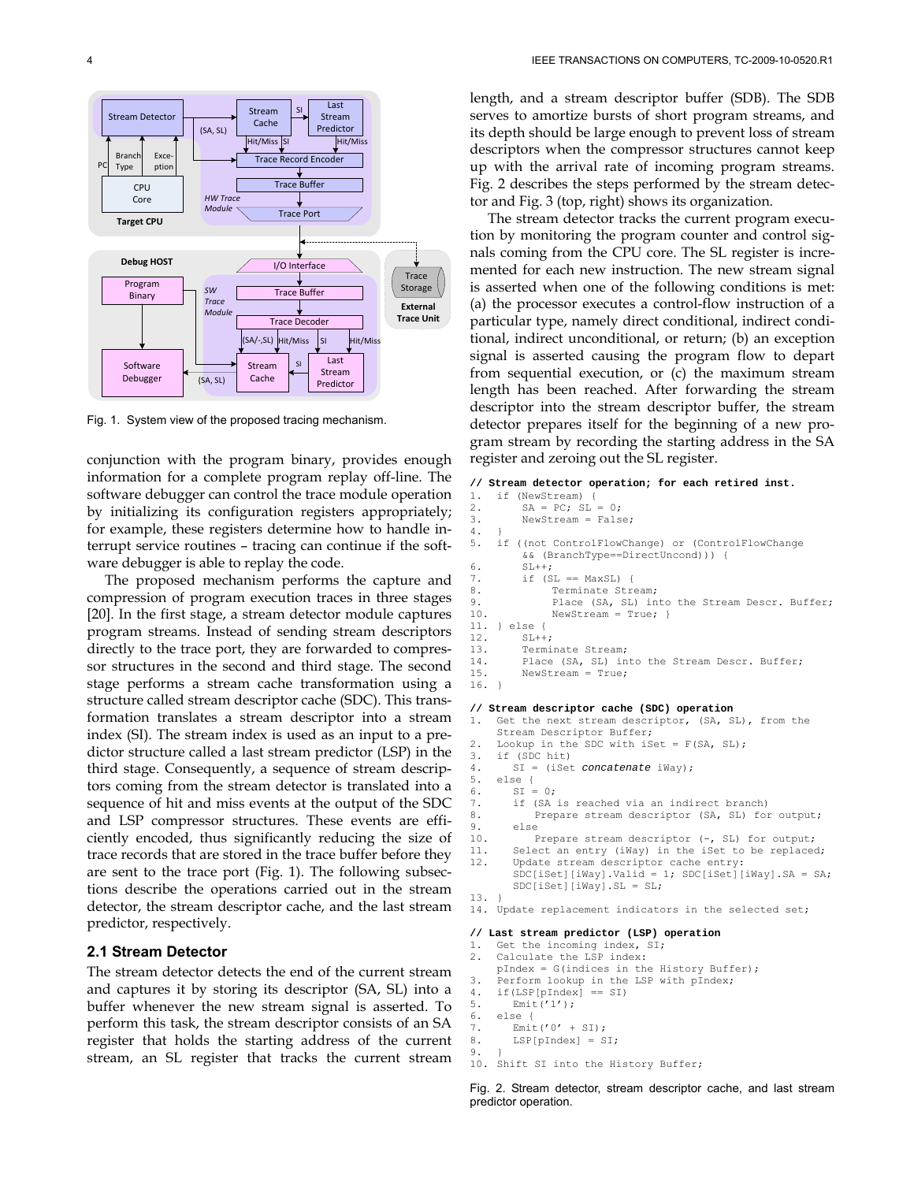Fig. 1. System view of the proposed tracing mechanism.

conjunction with the program binary, provides enough information for a complete program replay off-line. The software debugger can control the trace module operation by initializing its configuration registers appropriately; for example, these registers determine how to handle interrupt service routines – tracing can continue if the software debugger is able to replay the code.

The proposed mechanism performs the capture and compression of program execution traces in three stages [20]. In the first stage, a stream detector module captures program streams. Instead of sending stream descriptors directly to the trace port, they are forwarded to compressor structures in the second and third stage. The second stage performs a stream cache transformation using a structure called stream descriptor cache (SDC). This transformation translates a stream descriptor into a stream index (SI). The stream index is used as an input to a predictor structure called a last stream predictor (LSP) in the third stage. Consequently, a sequence of stream descriptors coming from the stream detector is translated into a sequence of hit and miss events at the output of the SDC and LSP compressor structures. These events are efficiently encoded, thus significantly reducing the size of trace records that are stored in the trace buffer before they are sent to the trace port (Fig. 1). The following subsections describe the operations carried out in the stream detector, the stream descriptor cache, and the last stream predictor, respectively.

## 2.1 Stream Detector

The stream detector detects the end of the current stream and captures it by storing its descriptor (SA, SL) into a buffer whenever the new stream signal is asserted. To perform this task, the stream descriptor consists of an SA register that holds the starting address of the current stream, an SL register that tracks the current stream length, and a stream descriptor buffer (SDB). The SDB serves to amortize bursts of short program streams, and its depth should be large enough to prevent loss of stream descriptors when the compressor structures cannot keep up with the arrival rate of incoming program streams. Fig. 2 describes the steps performed by the stream detector and Fig. 3 (top, right) shows its organization.

The stream detector tracks the current program execution by monitoring the program counter and control signals coming from the CPU core. The SL register is incremented for each new instruction. The new stream signal is asserted when one of the following conditions is met: (a) the processor executes a control-flow instruction of a particular type, namely direct conditional, indirect conditional, indirect unconditional, or return; (b) an exception signal is asserted causing the program flow to depart from sequential execution, or (c) the maximum stream length has been reached. After forwarding the stream descriptor into the stream descriptor buffer, the stream detector prepares itself for the beginning of a new program stream by recording the starting address in the SA register and zeroing out the SL register.

```
// Stream detector operation; for each retired inst.
1.  if (NewStream) {
2.      SA = PC; SL = 0;
3.      NewStream = False;
4.  }
5.  if ((not ControlFlowChange) or (ControlFlowChange
        && (BranchType==DirectUncond))) {
6.      SL++;
7.      if (SL == MaxSL) {
8.           Terminate Stream;
9.           Place (SA, SL) into the Stream Descr. Buffer;
10.          NewStream = True; }
11. } else {
12.     SL++;
13.     Terminate Stream;
14.     Place (SA, SL) into the Stream Descr. Buffer;
15.     NewStream = True;
16. }

// Stream descriptor cache (SDC) operation
1.  Get the next stream descriptor, (SA, SL), from the
    Stream Descriptor Buffer;
2.  Lookup in the SDC with iSet = F(SA, SL);
3.  if (SDC hit)
4.     SI = (iSet concatenate iWay);
5.  else {
6.     SI = 0;
7.     if (SA is reached via an indirect branch)
8.        Prepare stream descriptor (SA, SL) for output;
9.     else
10.       Prepare stream descriptor (-, SL) for output;
11.    Select an entry (iWay) in the iSet to be replaced;
12.    Update stream descriptor cache entry:
       SDC[iSet][iWay].Valid = 1; SDC[iSet][iWay].SA = SA;
       SDC[iSet][iWay].SL = SL;
13. }
14. Update replacement indicators in the selected set;

// Last stream predictor (LSP) operation
1.  Get the incoming index, SI;
2.  Calculate the LSP index:
    pIndex = G(indices in the History Buffer);
3.  Perform lookup in the LSP with pIndex;
4.  if(LSP[pIndex] == SI)
5.     Emit('1');
6.  else {
7.     Emit('0' + SI);
8.     LSP[pIndex] = SI;
9.  }
10. Shift SI into the History Buffer;
```

Fig. 2. Stream detector, stream descriptor cache, and last stream predictor operation.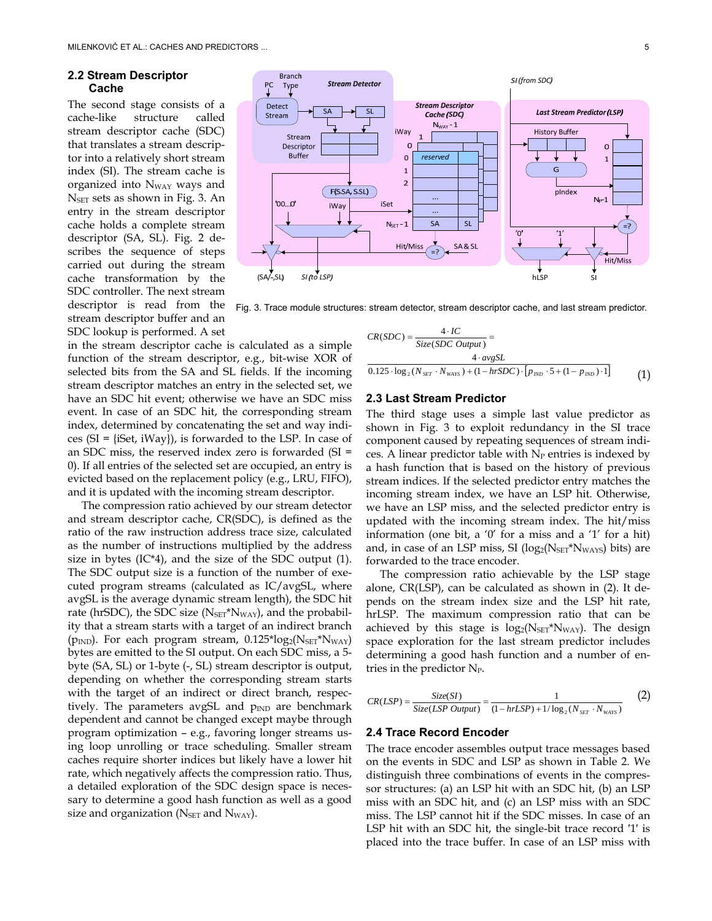### 2.2 Stream Descriptor Cache

The second stage consists of a cache-like structure called stream descriptor cache (SDC) that translates a stream descriptor into a relatively short stream index (SI). The stream cache is organized into $N_{WAY}$ ways and $N_{SET}$ sets as shown in Fig. 3. An entry in the stream descriptor cache holds a complete stream descriptor (SA, SL). Fig. 2 describes the sequence of steps carried out during the stream cache transformation by the SDC controller. The next stream descriptor is read from the stream descriptor buffer and an SDC lookup is performed. A set in the stream descriptor cache is calculated as a simple function of the stream descriptor, e.g., bit-wise XOR of selected bits from the SA and SL fields. If the incoming stream descriptor matches an entry in the selected set, we have an SDC hit event; otherwise we have an SDC miss event. In case of an SDC hit, the corresponding stream index, determined by concatenating the set and way indices (SI = {iSet, iWay}), is forwarded to the LSP. In case of an SDC miss, the reserved index zero is forwarded (SI = 0). If all entries of the selected set are occupied, an entry is evicted based on the replacement policy (e.g., LRU, FIFO), and it is updated with the incoming stream descriptor.

The compression ratio achieved by our stream detector and stream descriptor cache, CR(SDC), is defined as the ratio of the raw instruction address trace size, calculated as the number of instructions multiplied by the address size in bytes (IC*4), and the size of the SDC output (1). The SDC output size is a function of the number of executed program streams (calculated as IC/avgSL, where avgSL is the average dynamic stream length), the SDC hit rate (hrSDC), the SDC size ($N_{SET}$*$N_{WAY}$), and the probability that a stream starts with a target of an indirect branch ($p_{IND}$). For each program stream, 0.125*$\log_2$($N_{SET}$*$N_{WAY}$) bytes are emitted to the SI output. On each SDC miss, a 5-byte (SA, SL) or 1-byte (-, SL) stream descriptor is output, depending on whether the corresponding stream starts with the target of an indirect or direct branch, respectively. The parameters avgSL and $p_{IND}$ are benchmark dependent and cannot be changed except maybe through program optimization – e.g., favoring longer streams using loop unrolling or trace scheduling. Smaller stream caches require shorter indices but likely have a lower hit rate, which negatively affects the compression ratio. Thus, a detailed exploration of the SDC design space is necessary to determine a good hash function as well as a good size and organization ($N_{SET}$ and $N_{WAY}$).

Fig. 3. Trace module structures: stream detector, stream descriptor cache, and last stream predictor.

$$CR(SDC) = \frac{4 \cdot IC}{Size(SDC\ Output)} = \frac{4 \cdot avgSL}{0.125 \cdot \log_2(N_{SET} \cdot N_{WAYS}) + (1 - hrSDC) \cdot [p_{IND} \cdot 5 + (1 - p_{IND}) \cdot 1]} \quad (1)$$

### 2.3 Last Stream Predictor

The third stage uses a simple last value predictor as shown in Fig. 3 to exploit redundancy in the SI trace component caused by repeating sequences of stream indices. A linear predictor table with $N_P$ entries is indexed by a hash function that is based on the history of previous stream indices. If the selected predictor entry matches the incoming stream index, we have an LSP hit. Otherwise, we have an LSP miss, and the selected predictor entry is updated with the incoming stream index. The hit/miss information (one bit, a '0' for a miss and a '1' for a hit) and, in case of an LSP miss, SI ($\log_2$($N_{SET}$*$N_{WAYS}$) bits) are forwarded to the trace encoder.

The compression ratio achievable by the LSP stage alone, CR(LSP), can be calculated as shown in (2). It depends on the stream index size and the LSP hit rate, hrLSP. The maximum compression ratio that can be achieved by this stage is $\log_2$($N_{SET}$*$N_{WAY}$). The design space exploration for the last stream predictor includes determining a good hash function and a number of entries in the predictor $N_P$.

$$CR(LSP) = \frac{Size(SI)}{Size(LSP\ Output)} = \frac{1}{(1 - hrLSP) + 1/\log_2(N_{SET} \cdot N_{WAYS})} \quad (2)$$

### 2.4 Trace Record Encoder

The trace encoder assembles output trace messages based on the events in SDC and LSP as shown in Table 2. We distinguish three combinations of events in the compressor structures: (a) an LSP hit with an SDC hit, (b) an LSP miss with an SDC hit, and (c) an LSP miss with an SDC miss. The LSP cannot hit if the SDC misses. In case of an LSP hit with an SDC hit, the single-bit trace record '1' is placed into the trace buffer. In case of an LSP miss with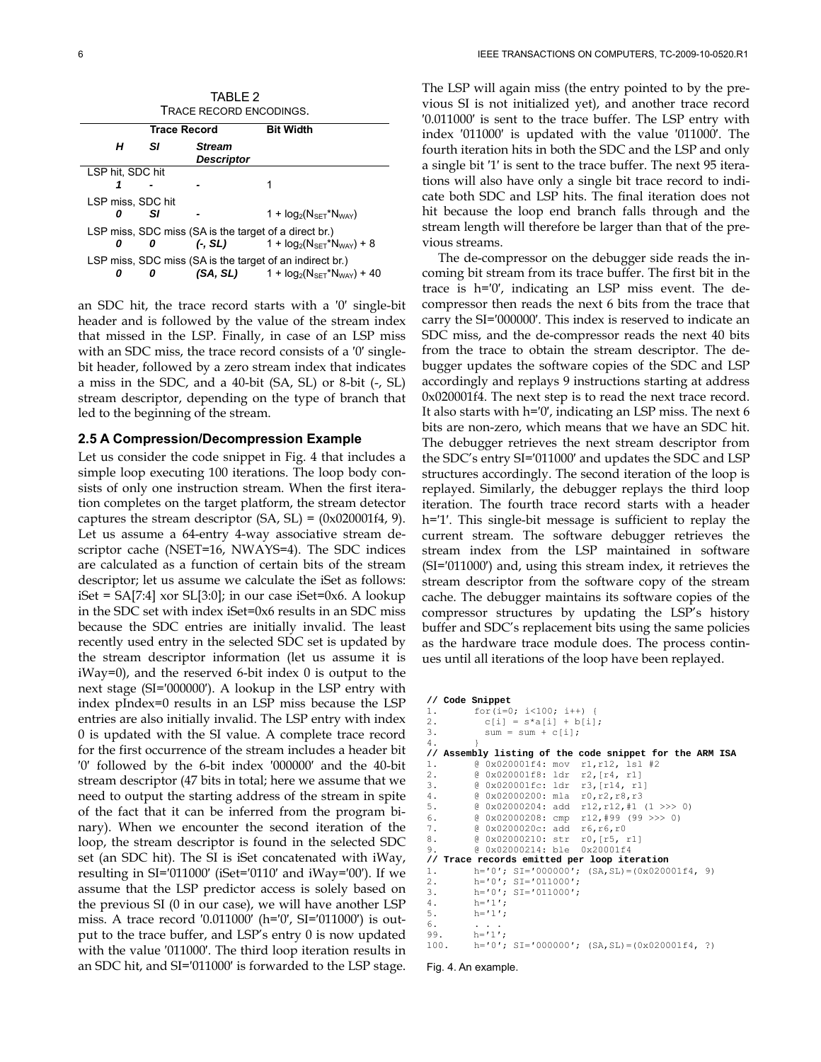TABLE 2
TRACE RECORD ENCODINGS.

| H | SI | Stream Descriptor | Bit Width |
|---|---|---|---|
| LSP hit, SDC hit | | | |
| ***1*** | - | - | 1 |
| LSP miss, SDC hit | | | |
| ***0*** | ***SI*** | - | $1 + \log_2(N_{SET}*N_{WAY})$ |
| LSP miss, SDC miss (SA is the target of a direct br.) | | | |
| ***0*** | ***0*** | ***(-, SL)*** | $1 + \log_2(N_{SET}*N_{WAY}) + 8$ |
| LSP miss, SDC miss (SA is the target of an indirect br.) | | | |
| ***0*** | ***0*** | ***(SA, SL)*** | $1 + \log_2(N_{SET}*N_{WAY}) + 40$ |

an SDC hit, the trace record starts with a '0' single-bit header and is followed by the value of the stream index that missed in the LSP. Finally, in case of an LSP miss with an SDC miss, the trace record consists of a '0' single-bit header, followed by a zero stream index that indicates a miss in the SDC, and a 40-bit (SA, SL) or 8-bit (-, SL) stream descriptor, depending on the type of branch that led to the beginning of the stream.

### 2.5 A Compression/Decompression Example

Let us consider the code snippet in Fig. 4 that includes a simple loop executing 100 iterations. The loop body consists of only one instruction stream. When the first iteration completes on the target platform, the stream detector captures the stream descriptor (SA, SL) = (0x020001f4, 9). Let us assume a 64-entry 4-way associative stream descriptor cache (NSET=16, NWAYS=4). The SDC indices are calculated as a function of certain bits of the stream descriptor; let us assume we calculate the iSet as follows: iSet = SA[7:4] xor SL[3:0]; in our case iSet=0x6. A lookup in the SDC set with index iSet=0x6 results in an SDC miss because the SDC entries are initially invalid. The least recently used entry in the selected SDC set is updated by the stream descriptor information (let us assume it is iWay=0), and the reserved 6-bit index 0 is output to the next stage (SI='000000'). A lookup in the LSP entry with index pIndex=0 results in an LSP miss because the LSP entries are also initially invalid. The LSP entry with index 0 is updated with the SI value. A complete trace record for the first occurrence of the stream includes a header bit '0' followed by the 6-bit index '000000' and the 40-bit stream descriptor (47 bits in total; here we assume that we need to output the starting address of the stream in spite of the fact that it can be inferred from the program binary). When we encounter the second iteration of the loop, the stream descriptor is found in the selected SDC set (an SDC hit). The SI is iSet concatenated with iWay, resulting in SI='011000' (iSet='0110' and iWay='00'). If we assume that the LSP predictor access is solely based on the previous SI (0 in our case), we will have another LSP miss. A trace record '0.011000' (h='0', SI='011000') is output to the trace buffer, and LSP's entry 0 is now updated with the value '011000'. The third loop iteration results in an SDC hit, and SI='011000' is forwarded to the LSP stage. The LSP will again miss (the entry pointed to by the previous SI is not initialized yet), and another trace record '0.011000' is sent to the trace buffer. The LSP entry with index '011000' is updated with the value '011000'. The fourth iteration hits in both the SDC and the LSP and only a single bit '1' is sent to the trace buffer. The next 95 iterations will also have only a single bit trace record to indicate both SDC and LSP hits. The final iteration does not hit because the loop end branch falls through and the stream length will therefore be larger than that of the previous streams.

The de-compressor on the debugger side reads the incoming bit stream from its trace buffer. The first bit in the trace is h='0', indicating an LSP miss event. The de-compressor then reads the next 6 bits from the trace that carry the SI='000000'. This index is reserved to indicate an SDC miss, and the de-compressor reads the next 40 bits from the trace to obtain the stream descriptor. The debugger updates the software copies of the SDC and LSP accordingly and replays 9 instructions starting at address 0x020001f4. The next step is to read the next trace record. It also starts with h='0', indicating an LSP miss. The next 6 bits are non-zero, which means that we have an SDC hit. The debugger retrieves the next stream descriptor from the SDC's entry SI='011000' and updates the SDC and LSP structures accordingly. The second iteration of the loop is replayed. Similarly, the debugger replays the third loop iteration. The fourth trace record starts with a header h='1'. This single-bit message is sufficient to replay the current stream. The software debugger retrieves the stream index from the LSP maintained in software (SI='011000') and, using this stream index, it retrieves the stream descriptor from the software copy of the stream cache. The debugger maintains its software copies of the compressor structures by updating the LSP's history buffer and SDC's replacement bits using the same policies as the hardware trace module does. The process continues until all iterations of the loop have been replayed.

```
// Code Snippet
1.      for(i=0; i<100; i++) {
2.        c[i] = s*a[i] + b[i];
3.        sum = sum + c[i];
4.      }
// Assembly listing of the code snippet for the ARM ISA
1.      @ 0x020001f4: mov  r1,r12, lsl #2
2.      @ 0x020001f8: ldr  r2,[r4, r1]
3.      @ 0x020001fc: ldr  r3,[r14, r1]
4.      @ 0x02000200: mla  r0,r2,r8,r3
5.      @ 0x02000204: add  r12,r12,#1 (1 >>> 0)
6.      @ 0x02000208: cmp  r12,#99 (99 >>> 0)
7.      @ 0x0200020c: add  r6,r6,r0
8.      @ 0x02000210: str  r0,[r5, r1]
9.      @ 0x02000214: ble  0x20001f4
// Trace records emitted per loop iteration
1.      h='0'; SI='000000'; (SA,SL)=(0x020001f4, 9)
2.      h='0'; SI='011000';
3.      h='0'; SI='011000';
4.      h='1';
5.      h='1';
6.      . . .
99.     h='1';
100.    h='0'; SI='000000'; (SA,SL)=(0x020001f4, ?)
```

Fig. 4. An example.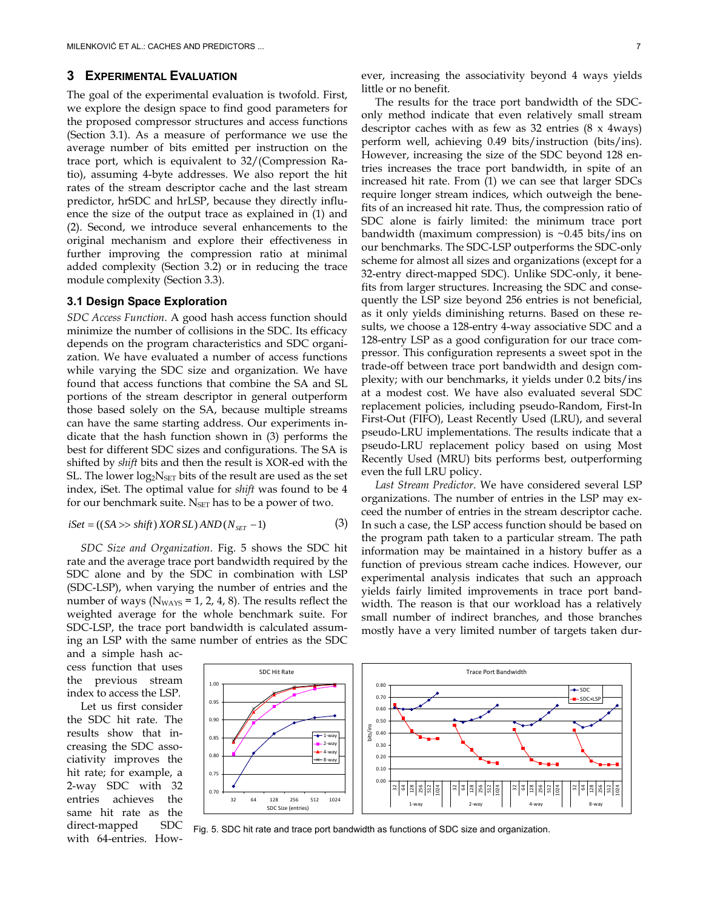## 3 Experimental Evaluation

The goal of the experimental evaluation is twofold. First, we explore the design space to find good parameters for the proposed compressor structures and access functions (Section 3.1). As a measure of performance we use the average number of bits emitted per instruction on the trace port, which is equivalent to 32/(Compression Ratio), assuming 4-byte addresses. We also report the hit rates of the stream descriptor cache and the last stream predictor, hrSDC and hrLSP, because they directly influence the size of the output trace as explained in (1) and (2). Second, we introduce several enhancements to the original mechanism and explore their effectiveness in further improving the compression ratio at minimal added complexity (Section 3.2) or in reducing the trace module complexity (Section 3.3).

### 3.1 Design Space Exploration

*SDC Access Function*. A good hash access function should minimize the number of collisions in the SDC. Its efficacy depends on the program characteristics and SDC organization. We have evaluated a number of access functions while varying the SDC size and organization. We have found that access functions that combine the SA and SL portions of the stream descriptor in general outperform those based solely on the SA, because multiple streams can have the same starting address. Our experiments indicate that the hash function shown in (3) performs the best for different SDC sizes and configurations. The SA is shifted by *shift* bits and then the result is XOR-ed with the SL. The lower $\log_2 N_{SET}$ bits of the result are used as the set index, iSet. The optimal value for *shift* was found to be 4 for our benchmark suite. $N_{SET}$ has to be a power of two.

$$iSet = ((SA >> shift)\ XOR\ SL)\ AND\ (N_{SET} - 1) \qquad (3)$$

*SDC Size and Organization*. Fig. 5 shows the SDC hit rate and the average trace port bandwidth required by the SDC alone and by the SDC in combination with LSP (SDC-LSP), when varying the number of entries and the number of ways ($N_{WAYS}$ = 1, 2, 4, 8). The results reflect the weighted average for the whole benchmark suite. For SDC-LSP, the trace port bandwidth is calculated assuming an LSP with the same number of entries as the SDC and a simple hash access function that uses the previous stream index to access the LSP.

Let us first consider the SDC hit rate. The results show that increasing the SDC associativity improves the hit rate; for example, a 2-way SDC with 32 entries achieves the same hit rate as the direct-mapped SDC with 64-entries. However, increasing the associativity beyond 4 ways yields little or no benefit.

The results for the trace port bandwidth of the SDC-only method indicate that even relatively small stream descriptor caches with as few as 32 entries (8 x 4ways) perform well, achieving 0.49 bits/instruction (bits/ins). However, increasing the size of the SDC beyond 128 entries increases the trace port bandwidth, in spite of an increased hit rate. From (1) we can see that larger SDCs require longer stream indices, which outweigh the benefits of an increased hit rate. Thus, the compression ratio of SDC alone is fairly limited: the minimum trace port bandwidth (maximum compression) is ~0.45 bits/ins on our benchmarks. The SDC-LSP outperforms the SDC-only scheme for almost all sizes and organizations (except for a 32-entry direct-mapped SDC). Unlike SDC-only, it benefits from larger structures. Increasing the SDC and consequently the LSP size beyond 256 entries is not beneficial, as it only yields diminishing returns. Based on these results, we choose a 128-entry 4-way associative SDC and a 128-entry LSP as a good configuration for our trace compressor. This configuration represents a sweet spot in the trade-off between trace port bandwidth and design complexity; with our benchmarks, it yields under 0.2 bits/ins at a modest cost. We have also evaluated several SDC replacement policies, including pseudo-Random, First-In First-Out (FIFO), Least Recently Used (LRU), and several pseudo-LRU implementations. The results indicate that a pseudo-LRU replacement policy based on using Most Recently Used (MRU) bits performs best, outperforming even the full LRU policy.

*Last Stream Predictor*. We have considered several LSP organizations. The number of entries in the LSP may exceed the number of entries in the stream descriptor cache. In such a case, the LSP access function should be based on the program path taken to a particular stream. The path information may be maintained in a history buffer as a function of previous stream cache indices. However, our experimental analysis indicates that such an approach yields fairly limited improvements in trace port bandwidth. The reason is that our workload has a relatively small number of indirect branches, and those branches mostly have a very limited number of targets taken dur-

Fig. 5. SDC hit rate and trace port bandwidth as functions of SDC size and organization.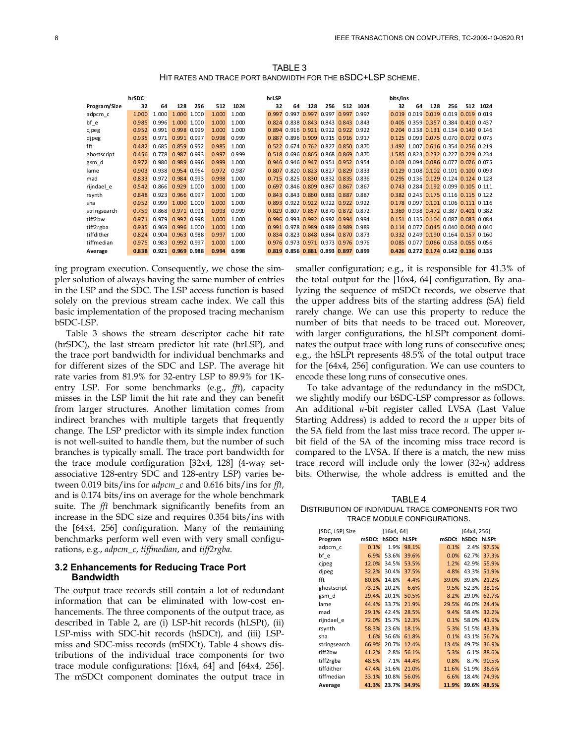TABLE 3
HIT RATES AND TRACE PORT BANDWIDTH FOR THE BSDC+LSP SCHEME.

| | hrSDC | | | | | | hrLSP | | | | | | bits/ins | | | | | |
|---|---|---|---|---|---|---|---|---|---|---|---|---|---|---|---|---|---|---|
| Program/Size | 32 | 64 | 128 | 256 | 512 | 1024 | 32 | 64 | 128 | 256 | 512 | 1024 | 32 | 64 | 128 | 256 | 512 | 1024 |
| adpcm_c | 1.000 | 1.000 | 1.000 | 1.000 | 1.000 | 1.000 | 0.997 | 0.997 | 0.997 | 0.997 | 0.997 | 0.997 | 0.019 | 0.019 | 0.019 | 0.019 | 0.019 | 0.019 |
| bf_e | 0.985 | 0.996 | 1.000 | 1.000 | 1.000 | 1.000 | 0.824 | 0.838 | 0.843 | 0.843 | 0.843 | 0.843 | 0.405 | 0.359 | 0.357 | 0.384 | 0.410 | 0.437 |
| cjpeg | 0.952 | 0.991 | 0.998 | 0.999 | 1.000 | 1.000 | 0.894 | 0.916 | 0.921 | 0.922 | 0.922 | 0.922 | 0.204 | 0.138 | 0.131 | 0.134 | 0.140 | 0.146 |
| djpeg | 0.935 | 0.971 | 0.991 | 0.997 | 0.998 | 0.999 | 0.887 | 0.896 | 0.909 | 0.915 | 0.916 | 0.917 | 0.125 | 0.093 | 0.075 | 0.070 | 0.072 | 0.075 |
| fft | 0.482 | 0.685 | 0.859 | 0.952 | 0.985 | 1.000 | 0.522 | 0.674 | 0.762 | 0.827 | 0.850 | 0.870 | 1.492 | 1.007 | 0.616 | 0.354 | 0.256 | 0.219 |
| ghostscript | 0.456 | 0.778 | 0.987 | 0.993 | 0.997 | 0.999 | 0.518 | 0.696 | 0.865 | 0.868 | 0.869 | 0.870 | 1.585 | 0.823 | 0.232 | 0.227 | 0.229 | 0.234 |
| gsm_d | 0.972 | 0.980 | 0.989 | 0.996 | 0.999 | 1.000 | 0.946 | 0.946 | 0.947 | 0.951 | 0.952 | 0.954 | 0.103 | 0.094 | 0.086 | 0.077 | 0.076 | 0.075 |
| lame | 0.903 | 0.938 | 0.954 | 0.964 | 0.972 | 0.987 | 0.807 | 0.820 | 0.823 | 0.827 | 0.829 | 0.833 | 0.129 | 0.108 | 0.102 | 0.101 | 0.100 | 0.093 |
| mad | 0.833 | 0.972 | 0.984 | 0.993 | 0.998 | 1.000 | 0.715 | 0.825 | 0.830 | 0.832 | 0.835 | 0.836 | 0.295 | 0.136 | 0.129 | 0.124 | 0.124 | 0.128 |
| rijndael_e | 0.542 | 0.866 | 0.929 | 1.000 | 1.000 | 1.000 | 0.697 | 0.846 | 0.809 | 0.867 | 0.867 | 0.867 | 0.743 | 0.284 | 0.192 | 0.099 | 0.105 | 0.111 |
| rsynth | 0.848 | 0.923 | 0.966 | 0.997 | 1.000 | 1.000 | 0.843 | 0.843 | 0.860 | 0.883 | 0.887 | 0.887 | 0.382 | 0.245 | 0.175 | 0.116 | 0.115 | 0.122 |
| sha | 0.952 | 0.999 | 1.000 | 1.000 | 1.000 | 1.000 | 0.893 | 0.922 | 0.922 | 0.922 | 0.922 | 0.922 | 0.178 | 0.097 | 0.101 | 0.106 | 0.111 | 0.116 |
| stringsearch | 0.759 | 0.868 | 0.971 | 0.991 | 0.993 | 0.999 | 0.829 | 0.807 | 0.857 | 0.870 | 0.872 | 0.872 | 1.369 | 0.938 | 0.472 | 0.387 | 0.401 | 0.382 |
| tiff2bw | 0.971 | 0.979 | 0.992 | 0.998 | 1.000 | 1.000 | 0.996 | 0.993 | 0.992 | 0.992 | 0.994 | 0.994 | 0.151 | 0.135 | 0.104 | 0.087 | 0.083 | 0.084 |
| tiff2rgba | 0.935 | 0.969 | 0.996 | 1.000 | 1.000 | 1.000 | 0.991 | 0.978 | 0.989 | 0.989 | 0.989 | 0.989 | 0.114 | 0.077 | 0.045 | 0.040 | 0.040 | 0.040 |
| tiffdither | 0.824 | 0.904 | 0.963 | 0.988 | 0.997 | 1.000 | 0.834 | 0.823 | 0.848 | 0.864 | 0.870 | 0.873 | 0.332 | 0.249 | 0.190 | 0.164 | 0.157 | 0.160 |
| tiffmedian | 0.975 | 0.983 | 0.992 | 0.997 | 1.000 | 1.000 | 0.976 | 0.973 | 0.971 | 0.973 | 0.976 | 0.976 | 0.085 | 0.077 | 0.066 | 0.058 | 0.055 | 0.056 |
| **Average** | **0.838** | **0.921** | **0.969** | **0.988** | **0.994** | **0.998** | **0.819** | **0.856** | **0.881** | **0.893** | **0.897** | **0.899** | **0.426** | **0.272** | **0.174** | **0.142** | **0.136** | **0.135** |

ing program execution. Consequently, we chose the simpler solution of always having the same number of entries in the LSP and the SDC. The LSP access function is based solely on the previous stream cache index. We call this basic implementation of the proposed tracing mechanism bSDC-LSP.

Table 3 shows the stream descriptor cache hit rate (hrSDC), the last stream predictor hit rate (hrLSP), and the trace port bandwidth for individual benchmarks and for different sizes of the SDC and LSP. The average hit rate varies from 81.9% for 32-entry LSP to 89.9% for 1K-entry LSP. For some benchmarks (e.g., *fft*), capacity misses in the LSP limit the hit rate and they can benefit from larger structures. Another limitation comes from indirect branches with multiple targets that frequently change. The LSP predictor with its simple index function is not well-suited to handle them, but the number of such branches is typically small. The trace port bandwidth for the trace module configuration [32x4, 128] (4-way set-associative 128-entry SDC and 128-entry LSP) varies between 0.019 bits/ins for *adpcm_c* and 0.616 bits/ins for *fft*, and is 0.174 bits/ins on average for the whole benchmark suite. The *fft* benchmark significantly benefits from an increase in the SDC size and requires 0.354 bits/ins with the [64x4, 256] configuration. Many of the remaining benchmarks perform well even with very small configurations, e.g., *adpcm_c*, *tiffmedian*, and *tiff2rgba*.

### 3.2 Enhancements for Reducing Trace Port Bandwidth

The output trace records still contain a lot of redundant information that can be eliminated with low-cost enhancements. The three components of the output trace, as described in Table 2, are (i) LSP-hit records (hLSPt), (ii) LSP-miss with SDC-hit records (hSDCt), and (iii) LSP-miss and SDC-miss records (mSDCt). Table 4 shows distributions of the individual trace components for two trace module configurations: [16x4, 64] and [64x4, 256]. The mSDCt component dominates the output trace in smaller configuration; e.g., it is responsible for 41.3% of the total output for the [16x4, 64] configuration. By analyzing the sequence of mSDCt records, we observe that the upper address bits of the starting address (SA) field rarely change. We can use this property to reduce the number of bits that needs to be traced out. Moreover, with larger configurations, the hLSPt component dominates the output trace with long runs of consecutive ones; e.g., the hSLPt represents 48.5% of the total output trace for the [64x4, 256] configuration. We can use counters to encode these long runs of consecutive ones.

To take advantage of the redundancy in the mSDCt, we slightly modify our bSDC-LSP compressor as follows. An additional *u*-bit register called LVSA (Last Value Starting Address) is added to record the *u* upper bits of the SA field from the last miss trace record. The upper *u*-bit field of the SA of the incoming miss trace record is compared to the LVSA. If there is a match, the new miss trace record will include only the lower (32-*u*) address bits. Otherwise, the whole address is emitted and the

TABLE 4
DISTRIBUTION OF INDIVIDUAL TRACE COMPONENTS FOR TWO TRACE MODULE CONFIGURATIONS.

| [SDC, LSP] Size | [16x4, 64] | | | [64x4, 256] | | |
|---|---|---|---|---|---|---|
| Program | mSDCt | hSDCt | hLSPt | mSDCt | hSDCt | hLSPt |
| adpcm_c | 0.1% | 1.9% | 98.1% | 0.1% | 2.4% | 97.5% |
| bf_e | 6.9% | 53.6% | 39.6% | 0.0% | 62.7% | 37.3% |
| cjpeg | 12.0% | 34.5% | 53.5% | 1.2% | 42.9% | 55.9% |
| djpeg | 32.2% | 30.4% | 37.5% | 4.8% | 43.3% | 51.9% |
| fft | 80.8% | 14.8% | 4.4% | 39.0% | 39.8% | 21.2% |
| ghostscript | 73.2% | 20.2% | 6.6% | 9.5% | 52.3% | 38.1% |
| gsm_d | 29.4% | 20.1% | 50.5% | 8.2% | 29.0% | 62.7% |
| lame | 44.4% | 33.7% | 21.9% | 29.5% | 46.0% | 24.4% |
| mad | 29.1% | 42.4% | 28.5% | 9.4% | 58.4% | 32.2% |
| rijndael_e | 72.0% | 15.7% | 12.3% | 0.1% | 58.0% | 41.9% |
| rsynth | 58.3% | 23.6% | 18.1% | 5.3% | 51.5% | 43.3% |
| sha | 1.6% | 36.6% | 61.8% | 0.1% | 43.1% | 56.7% |
| stringsearch | 66.9% | 20.7% | 12.4% | 13.4% | 49.7% | 36.9% |
| tiff2bw | 41.2% | 2.8% | 56.1% | 5.3% | 6.1% | 88.6% |
| tiff2rgba | 48.5% | 7.1% | 44.4% | 0.8% | 8.7% | 90.5% |
| tiffdither | 47.4% | 31.6% | 21.0% | 11.6% | 51.9% | 36.6% |
| tiffmedian | 33.1% | 10.8% | 56.0% | 6.6% | 18.4% | 74.9% |
| **Average** | **41.3%** | **23.7%** | **34.9%** | **11.9%** | **39.6%** | **48.5%** |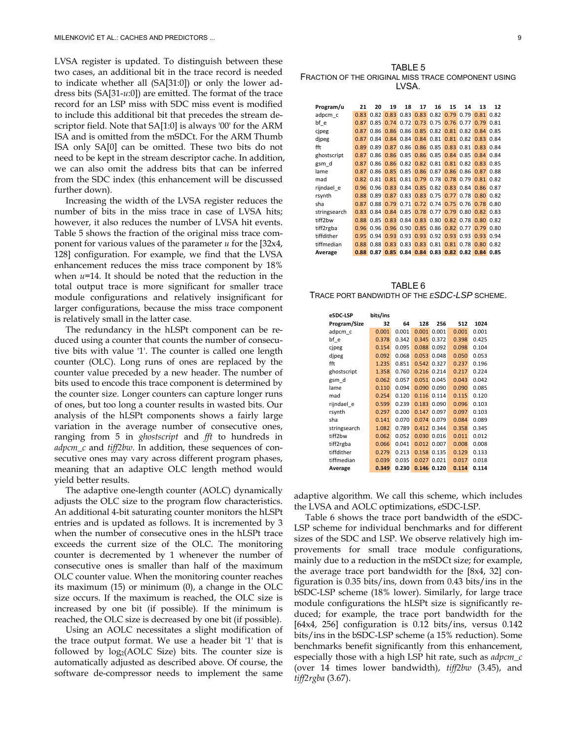LVSA register is updated. To distinguish between these two cases, an additional bit in the trace record is needed to indicate whether all (SA[31:0]) or only the lower address bits (SA[31-$u$:0]) are emitted. The format of the trace record for an LSP miss with SDC miss event is modified to include this additional bit that precedes the stream descriptor field. Note that SA[1:0] is always '00' for the ARM ISA and is omitted from the mSDCt. For the ARM Thumb ISA only SA[0] can be omitted. These two bits do not need to be kept in the stream descriptor cache. In addition, we can also omit the address bits that can be inferred from the SDC index (this enhancement will be discussed further down).

Increasing the width of the LVSA register reduces the number of bits in the miss trace in case of LVSA hits; however, it also reduces the number of LVSA hit events. Table 5 shows the fraction of the original miss trace component for various values of the parameter $u$ for the [32x4, 128] configuration. For example, we find that the LVSA enhancement reduces the miss trace component by 18% when $u$=14. It should be noted that the reduction in the total output trace is more significant for smaller trace module configurations and relatively insignificant for larger configurations, because the miss trace component is relatively small in the latter case.

The redundancy in the hLSPt component can be reduced using a counter that counts the number of consecutive bits with value '1'. The counter is called one length counter (OLC). Long runs of ones are replaced by the counter value preceded by a new header. The number of bits used to encode this trace component is determined by the counter size. Longer counters can capture longer runs of ones, but too long a counter results in wasted bits. Our analysis of the hLSPt components shows a fairly large variation in the average number of consecutive ones, ranging from 5 in *ghostscript* and *fft* to hundreds in *adpcm_c* and *tiff2bw*. In addition, these sequences of consecutive ones may vary across different program phases, meaning that an adaptive OLC length method would yield better results.

The adaptive one-length counter (AOLC) dynamically adjusts the OLC size to the program flow characteristics. An additional 4-bit saturating counter monitors the hLSPt entries and is updated as follows. It is incremented by 3 when the number of consecutive ones in the hLSPt trace exceeds the current size of the OLC. The monitoring counter is decremented by 1 whenever the number of consecutive ones is smaller than half of the maximum OLC counter value. When the monitoring counter reaches its maximum (15) or minimum (0), a change in the OLC size occurs. If the maximum is reached, the OLC size is increased by one bit (if possible). If the minimum is reached, the OLC size is decreased by one bit (if possible).

Using an AOLC necessitates a slight modification of the trace output format. We use a header bit '1' that is followed by $\log_2$(AOLC Size) bits. The counter size is automatically adjusted as described above. Of course, the software de-compressor needs to implement the same adaptive algorithm. We call this scheme, which includes the LVSA and AOLC optimizations, eSDC-LSP.

TABLE 5
FRACTION OF THE ORIGINAL MISS TRACE COMPONENT USING LVSA.

| Program/u | 21 | 20 | 19 | 18 | 17 | 16 | 15 | 14 | 13 | 12 |
|---|---|---|---|---|---|---|---|---|---|---|
| adpcm_c | 0.83 | 0.82 | 0.83 | 0.83 | 0.83 | 0.82 | 0.79 | 0.79 | 0.81 | 0.82 |
| bf_e | 0.87 | 0.85 | 0.74 | 0.72 | 0.73 | 0.75 | 0.76 | 0.77 | 0.79 | 0.81 |
| cjpeg | 0.87 | 0.86 | 0.86 | 0.86 | 0.85 | 0.82 | 0.81 | 0.82 | 0.84 | 0.85 |
| djpeg | 0.87 | 0.84 | 0.84 | 0.84 | 0.84 | 0.81 | 0.81 | 0.82 | 0.83 | 0.84 |
| fft | 0.89 | 0.89 | 0.87 | 0.86 | 0.86 | 0.85 | 0.83 | 0.81 | 0.83 | 0.84 |
| ghostscript | 0.87 | 0.86 | 0.86 | 0.85 | 0.86 | 0.85 | 0.84 | 0.85 | 0.84 | 0.84 |
| gsm_d | 0.87 | 0.86 | 0.86 | 0.82 | 0.82 | 0.81 | 0.81 | 0.82 | 0.83 | 0.85 |
| lame | 0.87 | 0.86 | 0.85 | 0.85 | 0.86 | 0.87 | 0.86 | 0.86 | 0.87 | 0.88 |
| mad | 0.82 | 0.81 | 0.81 | 0.81 | 0.79 | 0.78 | 0.78 | 0.79 | 0.81 | 0.82 |
| rijndael_e | 0.96 | 0.96 | 0.83 | 0.84 | 0.85 | 0.82 | 0.83 | 0.84 | 0.86 | 0.87 |
| rsynth | 0.88 | 0.89 | 0.87 | 0.83 | 0.83 | 0.75 | 0.77 | 0.78 | 0.80 | 0.82 |
| sha | 0.87 | 0.88 | 0.79 | 0.71 | 0.72 | 0.74 | 0.75 | 0.76 | 0.78 | 0.80 |
| stringsearch | 0.83 | 0.84 | 0.84 | 0.85 | 0.78 | 0.77 | 0.79 | 0.80 | 0.82 | 0.83 |
| tiff2bw | 0.88 | 0.85 | 0.83 | 0.84 | 0.83 | 0.80 | 0.82 | 0.78 | 0.80 | 0.82 |
| tiff2rgba | 0.96 | 0.96 | 0.96 | 0.90 | 0.85 | 0.86 | 0.82 | 0.77 | 0.79 | 0.80 |
| tiffdither | 0.95 | 0.94 | 0.93 | 0.93 | 0.93 | 0.92 | 0.93 | 0.93 | 0.93 | 0.94 |
| tiffmedian | 0.88 | 0.88 | 0.83 | 0.83 | 0.83 | 0.81 | 0.81 | 0.78 | 0.80 | 0.82 |
| **Average** | **0.88** | **0.87** | **0.85** | **0.84** | **0.84** | **0.83** | **0.82** | **0.82** | **0.84** | **0.85** |

TABLE 6
TRACE PORT BANDWIDTH OF THE *ESDC-LSP* SCHEME.

| eSDC-LSP | bits/ins | | | | | |
|---|---|---|---|---|---|---|
| Program/Size | 32 | 64 | 128 | 256 | 512 | 1024 |
| adpcm_c | 0.001 | 0.001 | 0.001 | 0.001 | 0.001 | 0.001 |
| bf_e | 0.378 | 0.342 | 0.345 | 0.372 | 0.398 | 0.425 |
| cjpeg | 0.154 | 0.095 | 0.088 | 0.092 | 0.098 | 0.104 |
| djpeg | 0.092 | 0.068 | 0.053 | 0.048 | 0.050 | 0.053 |
| fft | 1.235 | 0.851 | 0.542 | 0.327 | 0.237 | 0.196 |
| ghostscript | 1.358 | 0.760 | 0.216 | 0.214 | 0.217 | 0.224 |
| gsm_d | 0.062 | 0.057 | 0.051 | 0.045 | 0.043 | 0.042 |
| lame | 0.110 | 0.094 | 0.090 | 0.090 | 0.090 | 0.085 |
| mad | 0.254 | 0.120 | 0.116 | 0.114 | 0.115 | 0.120 |
| rijndael_e | 0.599 | 0.239 | 0.183 | 0.090 | 0.096 | 0.103 |
| rsynth | 0.297 | 0.200 | 0.147 | 0.097 | 0.097 | 0.103 |
| sha | 0.141 | 0.070 | 0.074 | 0.079 | 0.084 | 0.089 |
| stringsearch | 1.082 | 0.789 | 0.412 | 0.344 | 0.358 | 0.345 |
| tiff2bw | 0.062 | 0.052 | 0.030 | 0.016 | 0.011 | 0.012 |
| tiff2rgba | 0.066 | 0.041 | 0.012 | 0.007 | 0.008 | 0.008 |
| tiffdither | 0.279 | 0.213 | 0.158 | 0.135 | 0.129 | 0.133 |
| tiffmedian | 0.039 | 0.035 | 0.027 | 0.021 | 0.017 | 0.018 |
| **Average** | **0.349** | **0.230** | **0.146** | **0.120** | **0.114** | **0.114** |

Table 6 shows the trace port bandwidth of the eSDC-LSP scheme for individual benchmarks and for different sizes of the SDC and LSP. We observe relatively high improvements for small trace module configurations, mainly due to a reduction in the mSDCt size; for example, the average trace port bandwidth for the [8x4, 32] configuration is 0.35 bits/ins, down from 0.43 bits/ins in the bSDC-LSP scheme (18% lower). Similarly, for large trace module configurations the hLSPt size is significantly reduced; for example, the trace port bandwidth for the [64x4, 256] configuration is 0.12 bits/ins, versus 0.142 bits/ins in the bSDC-LSP scheme (a 15% reduction). Some benchmarks benefit significantly from this enhancement, especially those with a high LSP hit rate, such as *adpcm_c* (over 14 times lower bandwidth), *tiff2bw* (3.45), and *tiff2rgba* (3.67).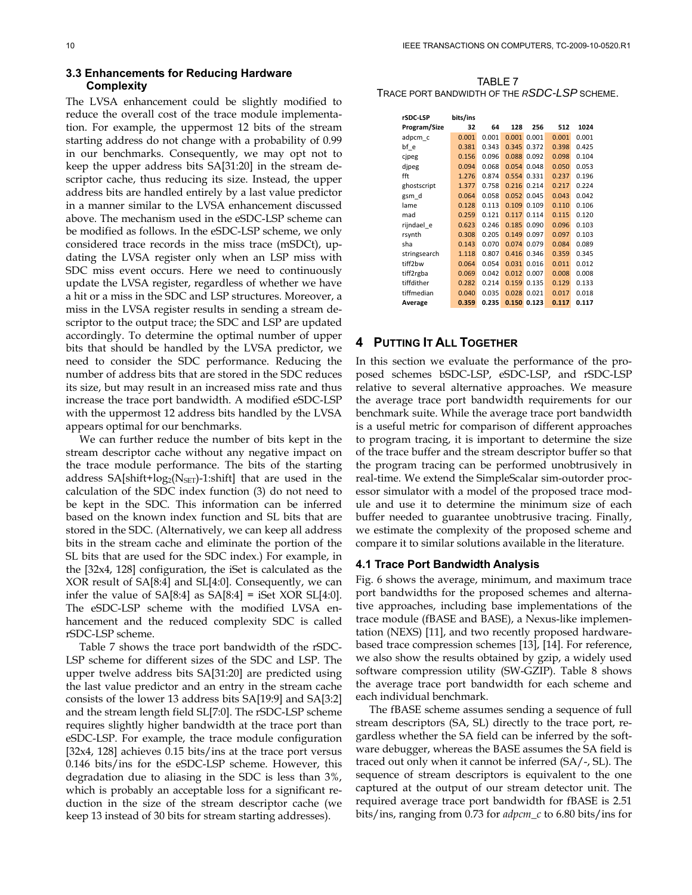### 3.3 Enhancements for Reducing Hardware Complexity

The LVSA enhancement could be slightly modified to reduce the overall cost of the trace module implementation. For example, the uppermost 12 bits of the stream starting address do not change with a probability of 0.99 in our benchmarks. Consequently, we may opt not to keep the upper address bits SA[31:20] in the stream descriptor cache, thus reducing its size. Instead, the upper address bits are handled entirely by a last value predictor in a manner similar to the LVSA enhancement discussed above. The mechanism used in the eSDC-LSP scheme can be modified as follows. In the eSDC-LSP scheme, we only considered trace records in the miss trace (mSDCt), updating the LVSA register only when an LSP miss with SDC miss event occurs. Here we need to continuously update the LVSA register, regardless of whether we have a hit or a miss in the SDC and LSP structures. Moreover, a miss in the LVSA register results in sending a stream descriptor to the output trace; the SDC and LSP are updated accordingly. To determine the optimal number of upper bits that should be handled by the LVSA predictor, we need to consider the SDC performance. Reducing the number of address bits that are stored in the SDC reduces its size, but may result in an increased miss rate and thus increase the trace port bandwidth. A modified eSDC-LSP with the uppermost 12 address bits handled by the LVSA appears optimal for our benchmarks.

We can further reduce the number of bits kept in the stream descriptor cache without any negative impact on the trace module performance. The bits of the starting address SA[shift+$\log_2(N_{SET})$-1:shift] that are used in the calculation of the SDC index function (3) do not need to be kept in the SDC. This information can be inferred based on the known index function and SL bits that are stored in the SDC. (Alternatively, we can keep all address bits in the stream cache and eliminate the portion of the SL bits that are used for the SDC index.) For example, in the [32x4, 128] configuration, the iSet is calculated as the XOR result of SA[8:4] and SL[4:0]. Consequently, we can infer the value of SA[8:4] as SA[8:4] = iSet XOR SL[4:0]. The eSDC-LSP scheme with the modified LVSA enhancement and the reduced complexity SDC is called rSDC-LSP scheme.

Table 7 shows the trace port bandwidth of the rSDC-LSP scheme for different sizes of the SDC and LSP. The upper twelve address bits SA[31:20] are predicted using the last value predictor and an entry in the stream cache consists of the lower 13 address bits SA[19:9] and SA[3:2] and the stream length field SL[7:0]. The rSDC-LSP scheme requires slightly higher bandwidth at the trace port than eSDC-LSP. For example, the trace module configuration [32x4, 128] achieves 0.15 bits/ins at the trace port versus 0.146 bits/ins for the eSDC-LSP scheme. However, this degradation due to aliasing in the SDC is less than 3%, which is probably an acceptable loss for a significant reduction in the size of the stream descriptor cache (we keep 13 instead of 30 bits for stream starting addresses).

TABLE 7
TRACE PORT BANDWIDTH OF THE *RSDC-LSP* SCHEME.

| rSDC-LSP | bits/ins | | | | | |
|---|---|---|---|---|---|---|
| **Program/Size** | **32** | **64** | **128** | **256** | **512** | **1024** |
| adpcm_c | 0.001 | 0.001 | 0.001 | 0.001 | 0.001 | 0.001 |
| bf_e | 0.381 | 0.343 | 0.345 | 0.372 | 0.398 | 0.425 |
| cjpeg | 0.156 | 0.096 | 0.088 | 0.092 | 0.098 | 0.104 |
| djpeg | 0.094 | 0.068 | 0.054 | 0.048 | 0.050 | 0.053 |
| fft | 1.276 | 0.874 | 0.554 | 0.331 | 0.237 | 0.196 |
| ghostscript | 1.377 | 0.758 | 0.216 | 0.214 | 0.217 | 0.224 |
| gsm_d | 0.064 | 0.058 | 0.052 | 0.045 | 0.043 | 0.042 |
| lame | 0.128 | 0.113 | 0.109 | 0.109 | 0.110 | 0.106 |
| mad | 0.259 | 0.121 | 0.117 | 0.114 | 0.115 | 0.120 |
| rijndael_e | 0.623 | 0.246 | 0.185 | 0.090 | 0.096 | 0.103 |
| rsynth | 0.308 | 0.205 | 0.149 | 0.097 | 0.097 | 0.103 |
| sha | 0.143 | 0.070 | 0.074 | 0.079 | 0.084 | 0.089 |
| stringsearch | 1.118 | 0.807 | 0.416 | 0.346 | 0.359 | 0.345 |
| tiff2bw | 0.064 | 0.054 | 0.031 | 0.016 | 0.011 | 0.012 |
| tiff2rgba | 0.069 | 0.042 | 0.012 | 0.007 | 0.008 | 0.008 |
| tiffdither | 0.282 | 0.214 | 0.159 | 0.135 | 0.129 | 0.133 |
| tiffmedian | 0.040 | 0.035 | 0.028 | 0.021 | 0.017 | 0.018 |
| **Average** | **0.359** | **0.235** | **0.150** | **0.123** | **0.117** | **0.117** |

## 4 PUTTING IT ALL TOGETHER

In this section we evaluate the performance of the proposed schemes bSDC-LSP, eSDC-LSP, and rSDC-LSP relative to several alternative approaches. We measure the average trace port bandwidth requirements for our benchmark suite. While the average trace port bandwidth is a useful metric for comparison of different approaches to program tracing, it is important to determine the size of the trace buffer and the stream descriptor buffer so that the program tracing can be performed unobtrusively in real-time. We extend the SimpleScalar sim-outorder processor simulator with a model of the proposed trace module and use it to determine the minimum size of each buffer needed to guarantee unobtrusive tracing. Finally, we estimate the complexity of the proposed scheme and compare it to similar solutions available in the literature.

### 4.1 Trace Port Bandwidth Analysis

Fig. 6 shows the average, minimum, and maximum trace port bandwidths for the proposed schemes and alternative approaches, including base implementations of the trace module (fBASE and BASE), a Nexus-like implementation (NEXS) [11], and two recently proposed hardware-based trace compression schemes [13], [14]. For reference, we also show the results obtained by gzip, a widely used software compression utility (SW-GZIP). Table 8 shows the average trace port bandwidth for each scheme and each individual benchmark.

The fBASE scheme assumes sending a sequence of full stream descriptors (SA, SL) directly to the trace port, regardless whether the SA field can be inferred by the software debugger, whereas the BASE assumes the SA field is traced out only when it cannot be inferred (SA/-, SL). The sequence of stream descriptors is equivalent to the one captured at the output of our stream detector unit. The required average trace port bandwidth for fBASE is 2.51 bits/ins, ranging from 0.73 for *adpcm_c* to 6.80 bits/ins for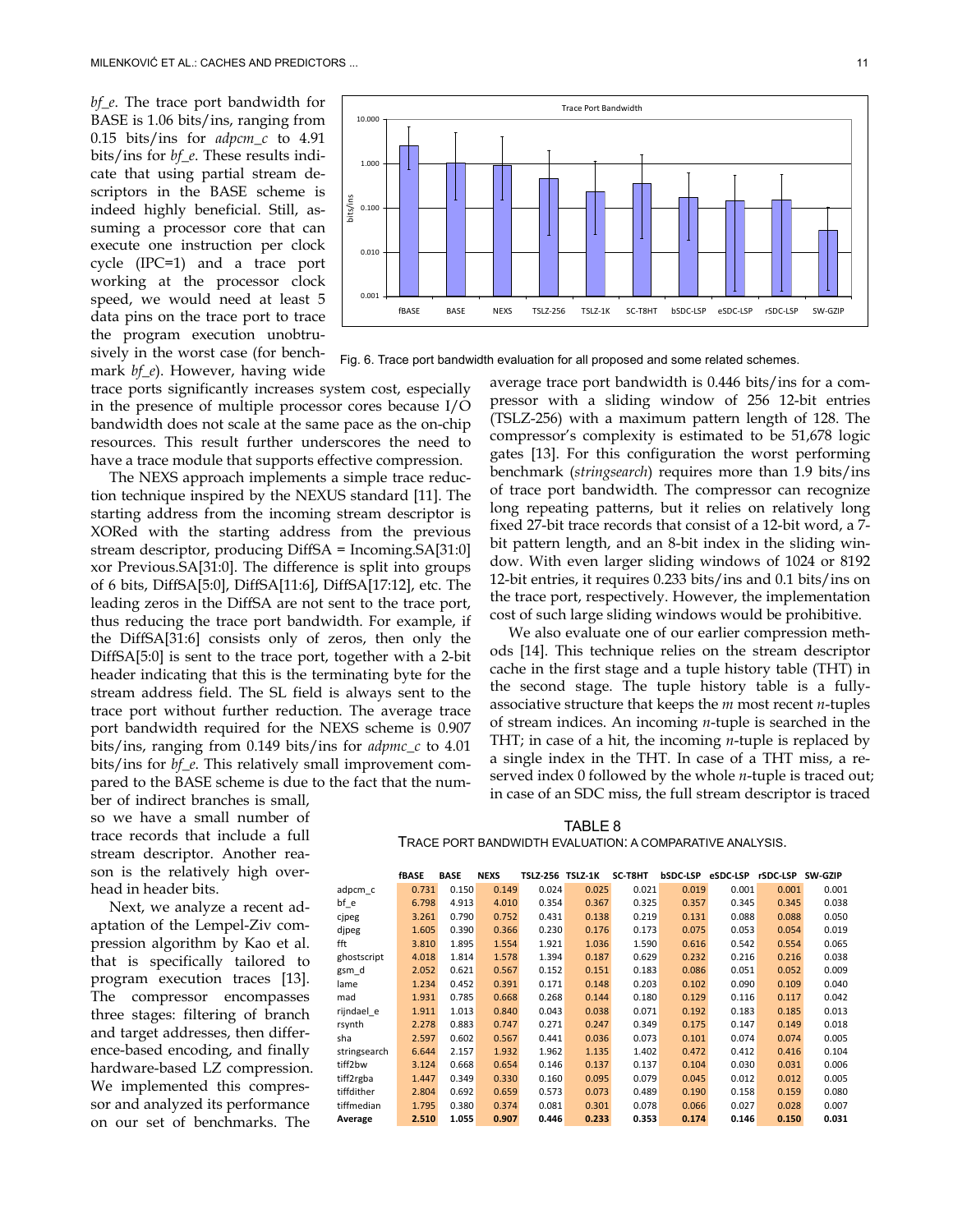*bf_e*. The trace port bandwidth for BASE is 1.06 bits/ins, ranging from 0.15 bits/ins for *adpcm_c* to 4.91 bits/ins for *bf_e*. These results indicate that using partial stream descriptors in the BASE scheme is indeed highly beneficial. Still, assuming a processor core that can execute one instruction per clock cycle (IPC=1) and a trace port working at the processor clock speed, we would need at least 5 data pins on the trace port to trace the program execution unobtrusively in the worst case (for benchmark *bf_e*). However, having wide trace ports significantly increases system cost, especially in the presence of multiple processor cores because I/O bandwidth does not scale at the same pace as the on-chip resources. This result further underscores the need to have a trace module that supports effective compression.

The NEXS approach implements a simple trace reduction technique inspired by the NEXUS standard [11]. The starting address from the incoming stream descriptor is XORed with the starting address from the previous stream descriptor, producing DiffSA = Incoming.SA[31:0] xor Previous.SA[31:0]. The difference is split into groups of 6 bits, DiffSA[5:0], DiffSA[11:6], DiffSA[17:12], etc. The leading zeros in the DiffSA are not sent to the trace port, thus reducing the trace port bandwidth. For example, if the DiffSA[31:6] consists only of zeros, then only the DiffSA[5:0] is sent to the trace port, together with a 2-bit header indicating that this is the terminating byte for the stream address field. The SL field is always sent to the trace port without further reduction. The average trace port bandwidth required for the NEXS scheme is 0.907 bits/ins, ranging from 0.149 bits/ins for *adpmc_c* to 4.01 bits/ins for *bf_e*. This relatively small improvement compared to the BASE scheme is due to the fact that the number of indirect branches is small, so we have a small number of trace records that include a full stream descriptor. Another reason is the relatively high overhead in header bits.

Next, we analyze a recent adaptation of the Lempel-Ziv compression algorithm by Kao et al. that is specifically tailored to program execution traces [13]. The compressor encompasses three stages: filtering of branch and target addresses, then difference-based encoding, and finally hardware-based LZ compression. We implemented this compressor and analyzed its performance on our set of benchmarks. The average trace port bandwidth is 0.446 bits/ins for a compressor with a sliding window of 256 12-bit entries (TSLZ-256) with a maximum pattern length of 128. The compressor's complexity is estimated to be 51,678 logic gates [13]. For this configuration the worst performing benchmark (*stringsearch*) requires more than 1.9 bits/ins of trace port bandwidth. The compressor can recognize long repeating patterns, but it relies on relatively long fixed 27-bit trace records that consist of a 12-bit word, a 7-bit pattern length, and an 8-bit index in the sliding window. With even larger sliding windows of 1024 or 8192 12-bit entries, it requires 0.233 bits/ins and 0.1 bits/ins on the trace port, respectively. However, the implementation cost of such large sliding windows would be prohibitive.

We also evaluate one of our earlier compression methods [14]. This technique relies on the stream descriptor cache in the first stage and a tuple history table (THT) in the second stage. The tuple history table is a fully-associative structure that keeps the *m* most recent *n*-tuples of stream indices. An incoming *n*-tuple is searched in the THT; in case of a hit, the incoming *n*-tuple is replaced by a single index in the THT. In case of a THT miss, a reserved index 0 followed by the whole *n*-tuple is traced out; in case of an SDC miss, the full stream descriptor is traced

Fig. 6. Trace port bandwidth evaluation for all proposed and some related schemes.

TABLE 8
TRACE PORT BANDWIDTH EVALUATION: A COMPARATIVE ANALYSIS.

| | fBASE | BASE | NEXS | TSLZ-256 | TSLZ-1K | SC-T8HT | bSDC-LSP | eSDC-LSP | rSDC-LSP | SW-GZIP |
|---|---|---|---|---|---|---|---|---|---|---|
| adpcm_c | 0.731 | 0.150 | 0.149 | 0.024 | 0.025 | 0.021 | 0.019 | 0.001 | 0.001 | 0.001 |
| bf_e | 6.798 | 4.913 | 4.010 | 0.354 | 0.367 | 0.325 | 0.357 | 0.345 | 0.345 | 0.038 |
| cjpeg | 3.261 | 0.790 | 0.752 | 0.431 | 0.138 | 0.219 | 0.131 | 0.088 | 0.088 | 0.050 |
| djpeg | 1.605 | 0.390 | 0.366 | 0.230 | 0.176 | 0.173 | 0.075 | 0.053 | 0.054 | 0.019 |
| fft | 3.810 | 1.895 | 1.554 | 1.921 | 1.036 | 1.590 | 0.616 | 0.542 | 0.554 | 0.065 |
| ghostscript | 4.018 | 1.814 | 1.578 | 1.394 | 0.187 | 0.629 | 0.232 | 0.216 | 0.216 | 0.038 |
| gsm_d | 2.052 | 0.621 | 0.567 | 0.152 | 0.151 | 0.183 | 0.086 | 0.051 | 0.052 | 0.009 |
| lame | 1.234 | 0.452 | 0.391 | 0.171 | 0.148 | 0.203 | 0.102 | 0.090 | 0.109 | 0.040 |
| mad | 1.931 | 0.785 | 0.668 | 0.268 | 0.144 | 0.180 | 0.129 | 0.116 | 0.117 | 0.042 |
| rijndael_e | 1.911 | 1.013 | 0.840 | 0.043 | 0.038 | 0.071 | 0.192 | 0.183 | 0.185 | 0.013 |
| rsynth | 2.278 | 0.883 | 0.747 | 0.271 | 0.247 | 0.349 | 0.175 | 0.147 | 0.149 | 0.018 |
| sha | 2.597 | 0.602 | 0.567 | 0.441 | 0.036 | 0.073 | 0.101 | 0.074 | 0.074 | 0.005 |
| stringsearch | 6.644 | 2.157 | 1.932 | 1.962 | 1.135 | 1.402 | 0.472 | 0.412 | 0.416 | 0.104 |
| tiff2bw | 3.124 | 0.668 | 0.654 | 0.146 | 0.137 | 0.137 | 0.104 | 0.030 | 0.031 | 0.006 |
| tiff2rgba | 1.447 | 0.349 | 0.330 | 0.160 | 0.095 | 0.079 | 0.045 | 0.012 | 0.012 | 0.005 |
| tiffdither | 2.804 | 0.692 | 0.659 | 0.573 | 0.073 | 0.489 | 0.190 | 0.158 | 0.159 | 0.080 |
| tiffmedian | 1.795 | 0.380 | 0.374 | 0.081 | 0.301 | 0.078 | 0.066 | 0.027 | 0.028 | 0.007 |
| **Average** | **2.510** | **1.055** | **0.907** | **0.446** | **0.233** | **0.353** | **0.174** | **0.146** | **0.150** | **0.031** |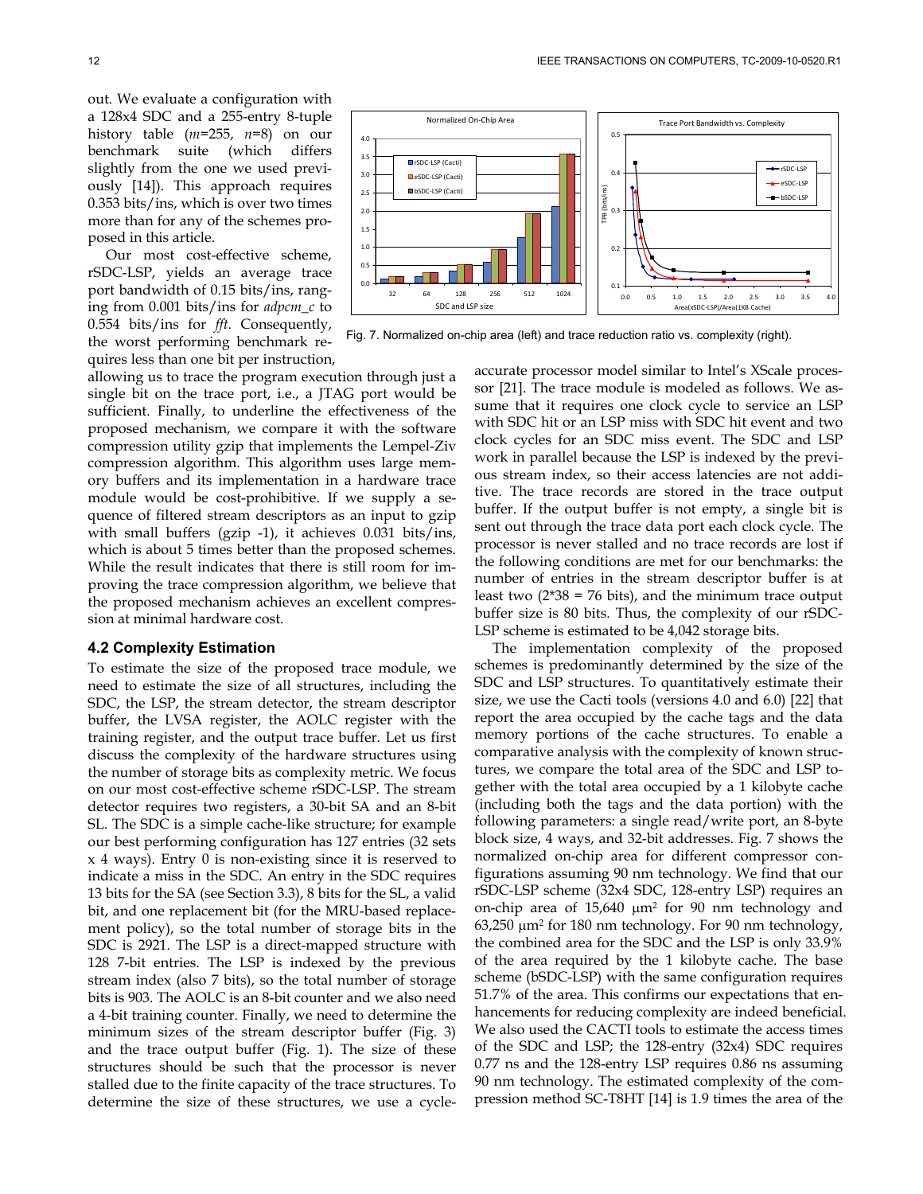out. We evaluate a configuration with a 128x4 SDC and a 255-entry 8-tuple history table ($m$=255, $n$=8) on our benchmark suite (which differs slightly from the one we used previously [14]). This approach requires 0.353 bits/ins, which is over two times more than for any of the schemes proposed in this article.

Our most cost-effective scheme, rSDC-LSP, yields an average trace port bandwidth of 0.15 bits/ins, ranging from 0.001 bits/ins for *adpcm_c* to 0.554 bits/ins for *fft*. Consequently, the worst performing benchmark requires less than one bit per instruction, allowing us to trace the program execution through just a single bit on the trace port, i.e., a JTAG port would be sufficient. Finally, to underline the effectiveness of the proposed mechanism, we compare it with the software compression utility gzip that implements the Lempel-Ziv compression algorithm. This algorithm uses large memory buffers and its implementation in a hardware trace module would be cost-prohibitive. If we supply a sequence of filtered stream descriptors as an input to gzip with small buffers (gzip -1), it achieves 0.031 bits/ins, which is about 5 times better than the proposed schemes. While the result indicates that there is still room for improving the trace compression algorithm, we believe that the proposed mechanism achieves an excellent compression at minimal hardware cost.

### 4.2 Complexity Estimation

To estimate the size of the proposed trace module, we need to estimate the size of all structures, including the SDC, the LSP, the stream detector, the stream descriptor buffer, the LVSA register, the AOLC register with the training register, and the output trace buffer. Let us first discuss the complexity of the hardware structures using the number of storage bits as complexity metric. We focus on our most cost-effective scheme rSDC-LSP. The stream detector requires two registers, a 30-bit SA and an 8-bit SL. The SDC is a simple cache-like structure; for example our best performing configuration has 127 entries (32 sets x 4 ways). Entry 0 is non-existing since it is reserved to indicate a miss in the SDC. An entry in the SDC requires 13 bits for the SA (see Section 3.3), 8 bits for the SL, a valid bit, and one replacement bit (for the MRU-based replacement policy), so the total number of storage bits in the SDC is 2921. The LSP is a direct-mapped structure with 128 7-bit entries. The LSP is indexed by the previous stream index (also 7 bits), so the total number of storage bits is 903. The AOLC is an 8-bit counter and we also need a 4-bit training counter. Finally, we need to determine the minimum sizes of the stream descriptor buffer (Fig. 3) and the trace output buffer (Fig. 1). The size of these structures should be such that the processor is never stalled due to the finite capacity of the trace structures. To determine the size of these structures, we use a cycle-accurate processor model similar to Intel's XScale processor [21]. The trace module is modeled as follows. We assume that it requires one clock cycle to service an LSP with SDC hit or an LSP miss with SDC hit event and two clock cycles for an SDC miss event. The SDC and LSP work in parallel because the LSP is indexed by the previous stream index, so their access latencies are not additive. The trace records are stored in the trace output buffer. If the output buffer is not empty, a single bit is sent out through the trace data port each clock cycle. The processor is never stalled and no trace records are lost if the following conditions are met for our benchmarks: the number of entries in the stream descriptor buffer is at least two (2*38 = 76 bits), and the minimum trace output buffer size is 80 bits. Thus, the complexity of our rSDC-LSP scheme is estimated to be 4,042 storage bits.

Fig. 7. Normalized on-chip area (left) and trace reduction ratio vs. complexity (right).

The implementation complexity of the proposed schemes is predominantly determined by the size of the SDC and LSP structures. To quantitatively estimate their size, we use the Cacti tools (versions 4.0 and 6.0) [22] that report the area occupied by the cache tags and the data memory portions of the cache structures. To enable a comparative analysis with the complexity of known structures, we compare the total area of the SDC and LSP together with the total area occupied by a 1 kilobyte cache (including both the tags and the data portion) with the following parameters: a single read/write port, an 8-byte block size, 4 ways, and 32-bit addresses. Fig. 7 shows the normalized on-chip area for different compressor configurations assuming 90 nm technology. We find that our rSDC-LSP scheme (32x4 SDC, 128-entry LSP) requires an on-chip area of 15,640 μm² for 90 nm technology and 63,250 μm² for 180 nm technology. For 90 nm technology, the combined area for the SDC and the LSP is only 33.9% of the area required by the 1 kilobyte cache. The base scheme (bSDC-LSP) with the same configuration requires 51.7% of the area. This confirms our expectations that enhancements for reducing complexity are indeed beneficial. We also used the CACTI tools to estimate the access times of the SDC and LSP; the 128-entry (32x4) SDC requires 0.77 ns and the 128-entry LSP requires 0.86 ns assuming 90 nm technology. The estimated complexity of the compression method SC-T8HT [14] is 1.9 times the area of the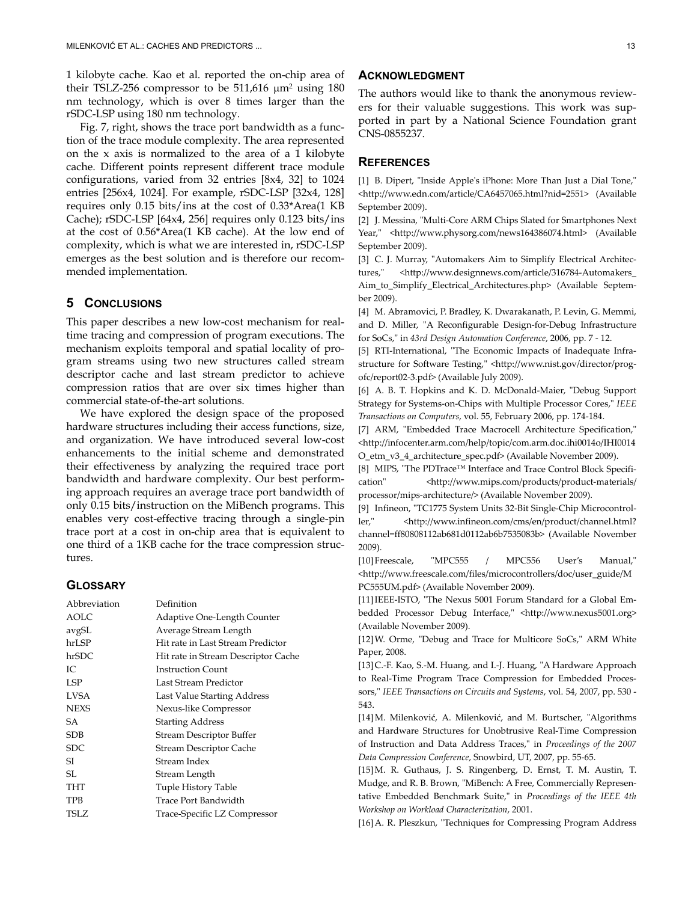1 kilobyte cache. Kao et al. reported the on-chip area of their TSLZ-256 compressor to be 511,616 μm² using 180 nm technology, which is over 8 times larger than the rSDC-LSP using 180 nm technology.

Fig. 7, right, shows the trace port bandwidth as a function of the trace module complexity. The area represented on the x axis is normalized to the area of a 1 kilobyte cache. Different points represent different trace module configurations, varied from 32 entries [8x4, 32] to 1024 entries [256x4, 1024]. For example, rSDC-LSP [32x4, 128] requires only 0.15 bits/ins at the cost of 0.33*Area(1 KB Cache); rSDC-LSP [64x4, 256] requires only 0.123 bits/ins at the cost of 0.56*Area(1 KB cache). At the low end of complexity, which is what we are interested in, rSDC-LSP emerges as the best solution and is therefore our recommended implementation.

## 5 Conclusions

This paper describes a new low-cost mechanism for real-time tracing and compression of program executions. The mechanism exploits temporal and spatial locality of program streams using two new structures called stream descriptor cache and last stream predictor to achieve compression ratios that are over six times higher than commercial state-of-the-art solutions.

We have explored the design space of the proposed hardware structures including their access functions, size, and organization. We have introduced several low-cost enhancements to the initial scheme and demonstrated their effectiveness by analyzing the required trace port bandwidth and hardware complexity. Our best performing approach requires an average trace port bandwidth of only 0.15 bits/instruction on the MiBench programs. This enables very cost-effective tracing through a single-pin trace port at a cost in on-chip area that is equivalent to one third of a 1KB cache for the trace compression structures.

## Glossary

| Abbreviation | Definition |
| --- | --- |
| AOLC | Adaptive One-Length Counter |
| avgSL | Average Stream Length |
| hrLSP | Hit rate in Last Stream Predictor |
| hrSDC | Hit rate in Stream Descriptor Cache |
| IC | Instruction Count |
| LSP | Last Stream Predictor |
| LVSA | Last Value Starting Address |
| NEXS | Nexus-like Compressor |
| SA | Starting Address |
| SDB | Stream Descriptor Buffer |
| SDC | Stream Descriptor Cache |
| SI | Stream Index |
| SL | Stream Length |
| THT | Tuple History Table |
| TPB | Trace Port Bandwidth |
| TSLZ | Trace-Specific LZ Compressor |

## Acknowledgment

The authors would like to thank the anonymous reviewers for their valuable suggestions. This work was supported in part by a National Science Foundation grant CNS-0855237.

## References

[1] B. Dipert, "Inside Apple's iPhone: More Than Just a Dial Tone," <http://www.edn.com/article/CA6457065.html?nid=2551> (Available September 2009).

[2] J. Messina, "Multi-Core ARM Chips Slated for Smartphones Next Year," <http://www.physorg.com/news164386074.html> (Available September 2009).

[3] C. J. Murray, "Automakers Aim to Simplify Electrical Architectures," <http://www.designnews.com/article/316784-Automakers_Aim_to_Simplify_Electrical_Architectures.php> (Available September 2009).

[4] M. Abramovici, P. Bradley, K. Dwarakanath, P. Levin, G. Memmi, and D. Miller, "A Reconfigurable Design-for-Debug Infrastructure for SoCs," in *43rd Design Automation Conference*, 2006, pp. 7 - 12.

[5] RTI-International, "The Economic Impacts of Inadequate Infrastructure for Software Testing," <http://www.nist.gov/director/prog-ofc/report02-3.pdf> (Available July 2009).

[6] A. B. T. Hopkins and K. D. McDonald-Maier, "Debug Support Strategy for Systems-on-Chips with Multiple Processor Cores," *IEEE Transactions on Computers*, vol. 55, February 2006, pp. 174-184.

[7] ARM, "Embedded Trace Macrocell Architecture Specification," <http://infocenter.arm.com/help/topic/com.arm.doc.ihi0014o/IHI0014O_etm_v3_4_architecture_spec.pdf> (Available November 2009).

[8] MIPS, "The PDTrace™ Interface and Trace Control Block Specification" <http://www.mips.com/products/product-materials/processor/mips-architecture/> (Available November 2009).

[9] Infineon, "TC1775 System Units 32-Bit Single-Chip Microcontroller," <http://www.infineon.com/cms/en/product/channel.html?channel=ff80808112ab681d0112ab6b7535083b> (Available November 2009).

[10] Freescale, "MPC555 / MPC556 User's Manual," <http://www.freescale.com/files/microcontrollers/doc/user_guide/MPC555UM.pdf> (Available November 2009).

[11] IEEE-ISTO, "The Nexus 5001 Forum Standard for a Global Embedded Processor Debug Interface," <http://www.nexus5001.org> (Available November 2009).

[12] W. Orme, "Debug and Trace for Multicore SoCs," ARM White Paper, 2008.

[13] C.-F. Kao, S.-M. Huang, and I.-J. Huang, "A Hardware Approach to Real-Time Program Trace Compression for Embedded Processors," *IEEE Transactions on Circuits and Systems*, vol. 54, 2007, pp. 530 - 543.

[14] M. Milenković, A. Milenković, and M. Burtscher, "Algorithms and Hardware Structures for Unobtrusive Real-Time Compression of Instruction and Data Address Traces," in *Proceedings of the 2007 Data Compression Conference*, Snowbird, UT, 2007, pp. 55-65.

[15] M. R. Guthaus, J. S. Ringenberg, D. Ernst, T. M. Austin, T. Mudge, and R. B. Brown, "MiBench: A Free, Commercially Representative Embedded Benchmark Suite," in *Proceedings of the IEEE 4th Workshop on Workload Characterization*, 2001.

[16] A. R. Pleszkun, "Techniques for Compressing Program Address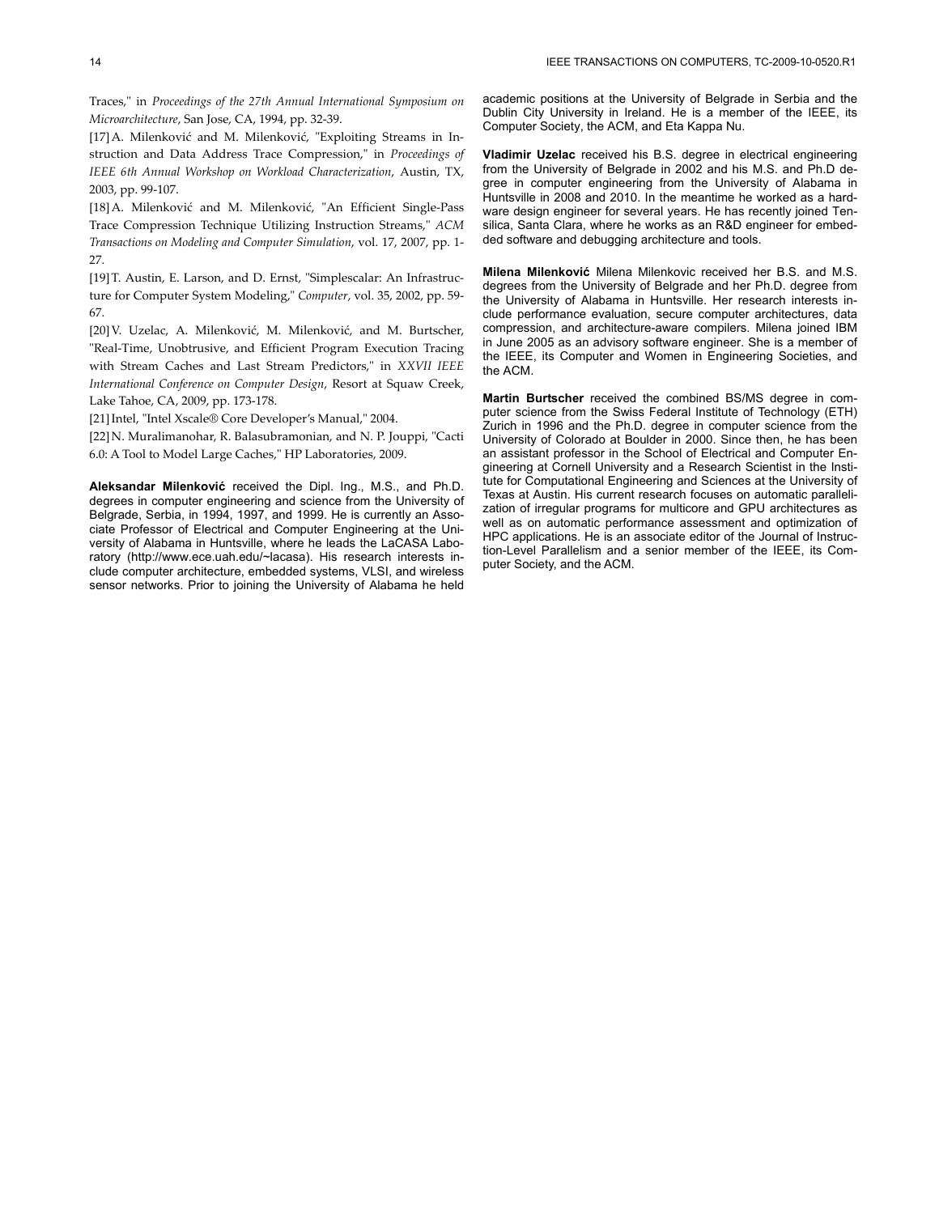Traces," in *Proceedings of the 27th Annual International Symposium on Microarchitecture*, San Jose, CA, 1994, pp. 32-39.

[17] A. Milenković and M. Milenković, "Exploiting Streams in Instruction and Data Address Trace Compression," in *Proceedings of IEEE 6th Annual Workshop on Workload Characterization*, Austin, TX, 2003, pp. 99-107.

[18] A. Milenković and M. Milenković, "An Efficient Single-Pass Trace Compression Technique Utilizing Instruction Streams," *ACM Transactions on Modeling and Computer Simulation*, vol. 17, 2007, pp. 1-27.

[19] T. Austin, E. Larson, and D. Ernst, "Simplescalar: An Infrastructure for Computer System Modeling," *Computer*, vol. 35, 2002, pp. 59-67.

[20] V. Uzelac, A. Milenković, M. Milenković, and M. Burtscher, "Real-Time, Unobtrusive, and Efficient Program Execution Tracing with Stream Caches and Last Stream Predictors," in *XXVII IEEE International Conference on Computer Design*, Resort at Squaw Creek, Lake Tahoe, CA, 2009, pp. 173-178.

[21] Intel, "Intel Xscale® Core Developer's Manual," 2004.

[22] N. Muralimanohar, R. Balasubramonian, and N. P. Jouppi, "Cacti 6.0: A Tool to Model Large Caches," HP Laboratories, 2009.

**Aleksandar Milenković** received the Dipl. Ing., M.S., and Ph.D. degrees in computer engineering and science from the University of Belgrade, Serbia, in 1994, 1997, and 1999. He is currently an Associate Professor of Electrical and Computer Engineering at the University of Alabama in Huntsville, where he leads the LaCASA Laboratory (http://www.ece.uah.edu/~lacasa). His research interests include computer architecture, embedded systems, VLSI, and wireless sensor networks. Prior to joining the University of Alabama he held academic positions at the University of Belgrade in Serbia and the Dublin City University in Ireland. He is a member of the IEEE, its Computer Society, the ACM, and Eta Kappa Nu.

**Vladimir Uzelac** received his B.S. degree in electrical engineering from the University of Belgrade in 2002 and his M.S. and Ph.D degree in computer engineering from the University of Alabama in Huntsville in 2008 and 2010. In the meantime he worked as a hardware design engineer for several years. He has recently joined Tensilica, Santa Clara, where he works as an R&D engineer for embedded software and debugging architecture and tools.

**Milena Milenković** Milena Milenkovic received her B.S. and M.S. degrees from the University of Belgrade and her Ph.D. degree from the University of Alabama in Huntsville. Her research interests include performance evaluation, secure computer architectures, data compression, and architecture-aware compilers. Milena joined IBM in June 2005 as an advisory software engineer. She is a member of the IEEE, its Computer and Women in Engineering Societies, and the ACM.

**Martin Burtscher** received the combined BS/MS degree in computer science from the Swiss Federal Institute of Technology (ETH) Zurich in 1996 and the Ph.D. degree in computer science from the University of Colorado at Boulder in 2000. Since then, he has been an assistant professor in the School of Electrical and Computer Engineering at Cornell University and a Research Scientist in the Institute for Computational Engineering and Sciences at the University of Texas at Austin. His current research focuses on automatic parallelization of irregular programs for multicore and GPU architectures as well as on automatic performance assessment and optimization of HPC applications. He is an associate editor of the Journal of Instruction-Level Parallelism and a senior member of the IEEE, its Computer Society, and the ACM.